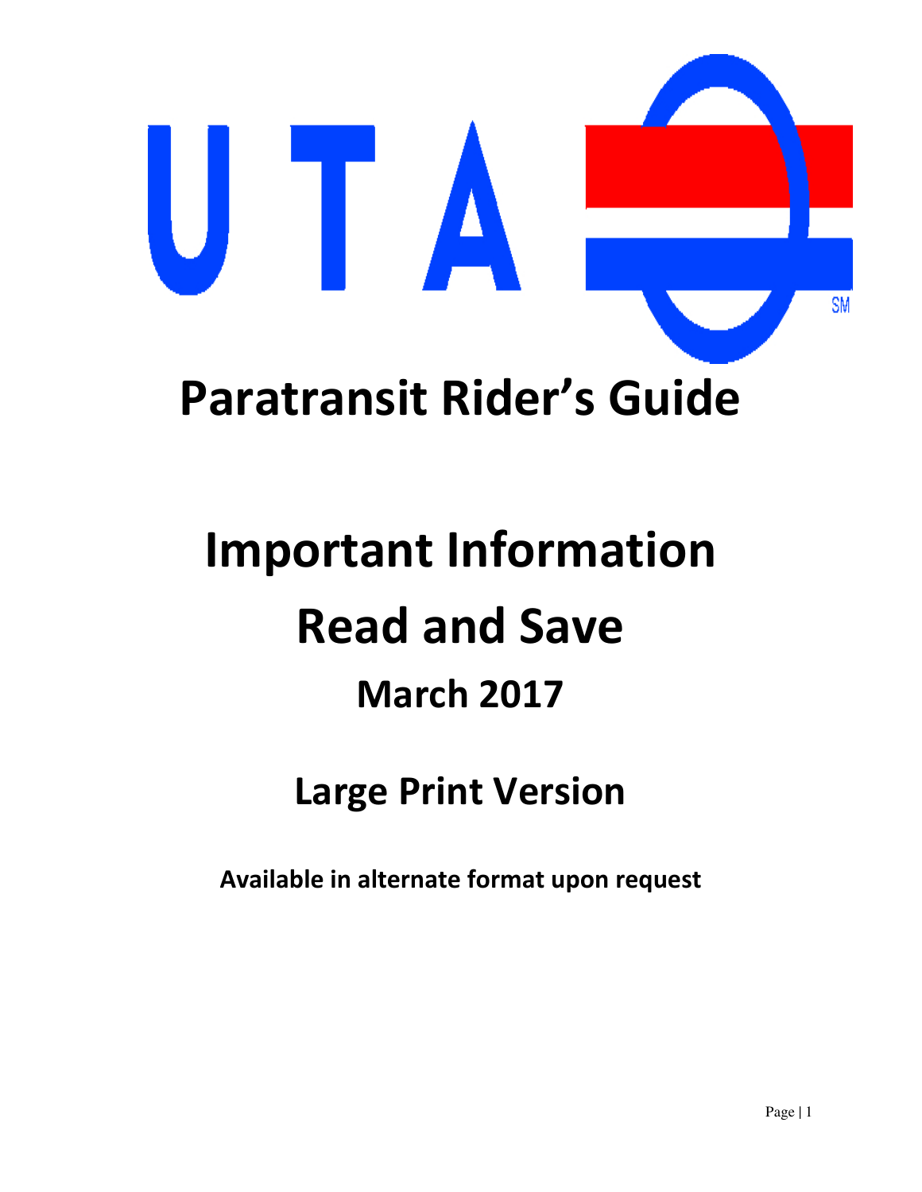# Paratransit Rider's Guide

# Important Information

# Read and Save

## March 2017

## Large Print Version

**Available in alternate format upon request**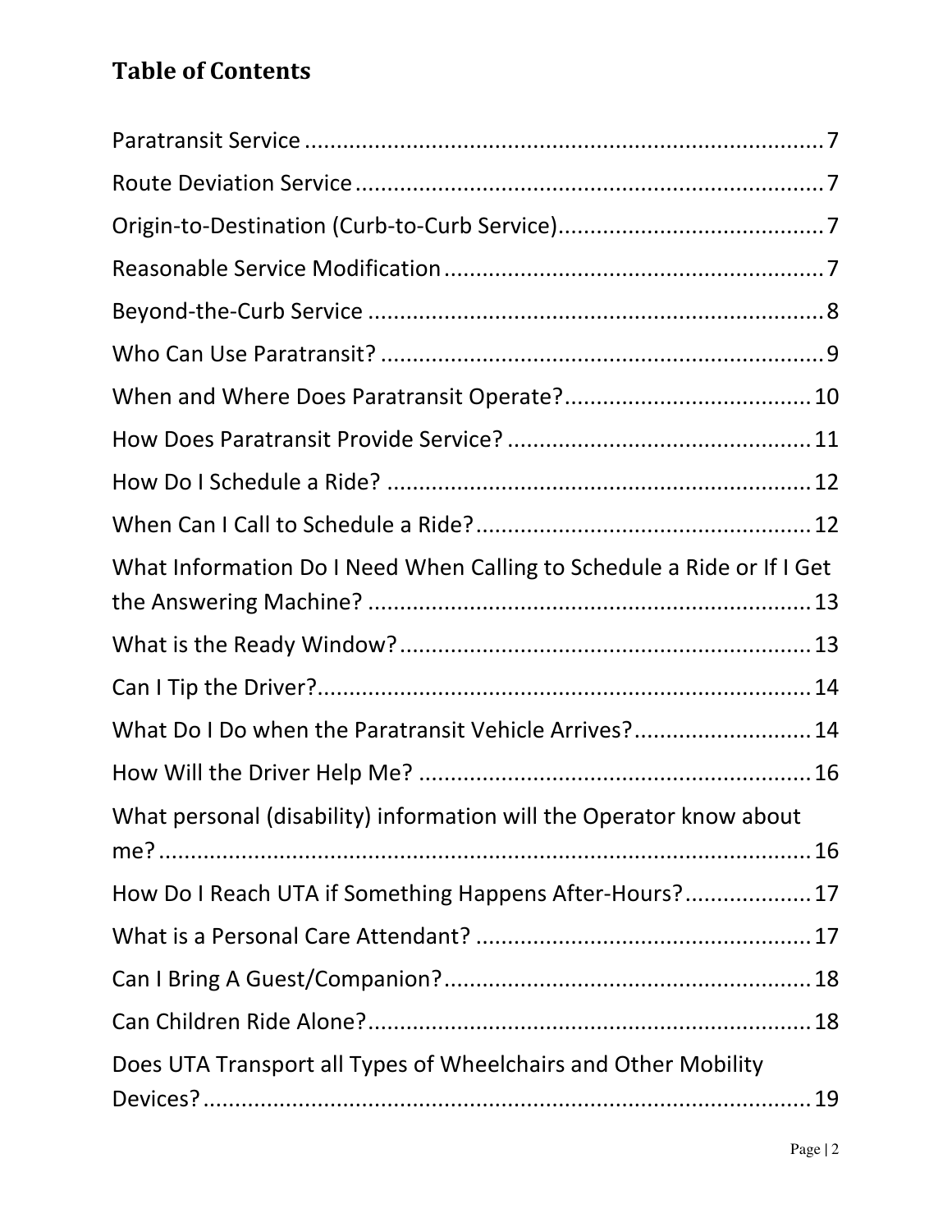## Table of Contents

Paratransit Service ..... 7

Route Deviation Service ..... 7

Origin-to-Destination (Curb-to-Curb Service) ..... 7

Reasonable Service Modification ..... 7

Beyond-the-Curb Service ..... 8

Who Can Use Paratransit? ..... 9

When and Where Does Paratransit Operate? ..... 10

How Does Paratransit Provide Service? ..... 11

How Do I Schedule a Ride? ..... 12

When Can I Call to Schedule a Ride? ..... 12

What Information Do I Need When Calling to Schedule a Ride or If I Get the Answering Machine? ..... 13

What is the Ready Window? ..... 13

Can I Tip the Driver? ..... 14

What Do I Do when the Paratransit Vehicle Arrives? ..... 14

How Will the Driver Help Me? ..... 16

What personal (disability) information will the Operator know about me? ..... 16

How Do I Reach UTA if Something Happens After-Hours? ..... 17

What is a Personal Care Attendant? ..... 17

Can I Bring A Guest/Companion? ..... 18

Can Children Ride Alone? ..... 18

Does UTA Transport all Types of Wheelchairs and Other Mobility Devices? ..... 19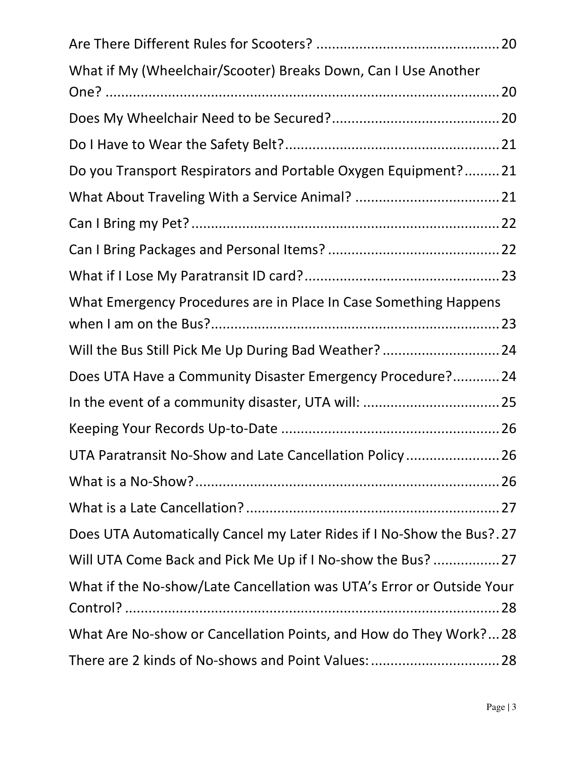Are There Different Rules for Scooters? .............................................. 20

What if My (Wheelchair/Scooter) Breaks Down, Can I Use Another One? ..................................................................................... 20

Does My Wheelchair Need to be Secured?........................................... 20

Do I Have to Wear the Safety Belt?...................................................... 21

Do you Transport Respirators and Portable Oxygen Equipment?......... 21

What About Traveling With a Service Animal? ..................................... 21

Can I Bring my Pet?.............................................................................. 22

Can I Bring Packages and Personal Items? ............................................ 22

What if I Lose My Paratransit ID card?.................................................. 23

What Emergency Procedures are in Place In Case Something Happens when I am on the Bus?.......................................................................... 23

Will the Bus Still Pick Me Up During Bad Weather? .............................. 24

Does UTA Have a Community Disaster Emergency Procedure?............ 24

In the event of a community disaster, UTA will: ................................... 25

Keeping Your Records Up-to-Date ........................................................ 26

UTA Paratransit No-Show and Late Cancellation Policy........................ 26

What is a No-Show?.............................................................................. 26

What is a Late Cancellation?................................................................. 27

Does UTA Automatically Cancel my Later Rides if I No-Show the Bus?. 27

Will UTA Come Back and Pick Me Up if I No-show the Bus? ................. 27

What if the No-show/Late Cancellation was UTA's Error or Outside Your Control? ............................................................................................... 28

What Are No-show or Cancellation Points, and How do They Work?... 28

There are 2 kinds of No-shows and Point Values:................................. 28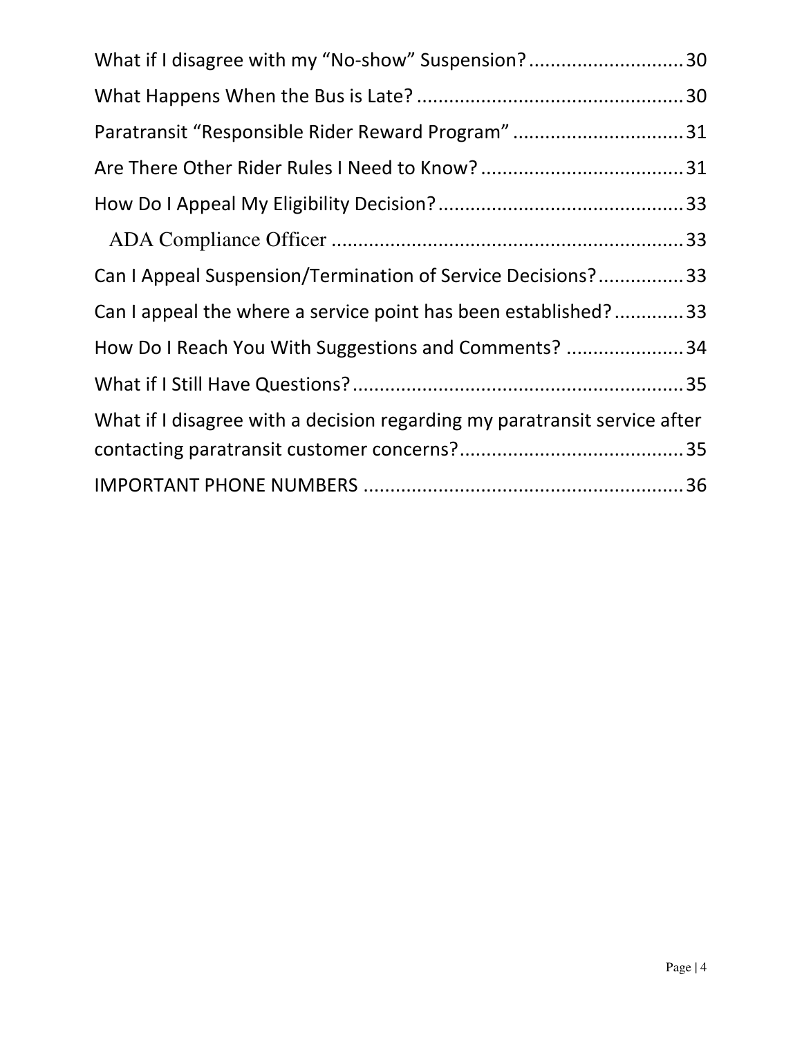What if I disagree with my "No-show" Suspension? ............................ 30

What Happens When the Bus is Late? ................................................ 30

Paratransit "Responsible Rider Reward Program" ................................ 31

Are There Other Rider Rules I Need to Know? ..................................... 31

How Do I Appeal My Eligibility Decision? ............................................. 33

ADA Compliance Officer ................................................................. 33

Can I Appeal Suspension/Termination of Service Decisions? ................ 33

Can I appeal the where a service point has been established? ............. 33

How Do I Reach You With Suggestions and Comments? ...................... 34

What if I Still Have Questions? ............................................................. 35

What if I disagree with a decision regarding my paratransit service after contacting paratransit customer concerns? .......................................... 35

IMPORTANT PHONE NUMBERS ........................................................... 36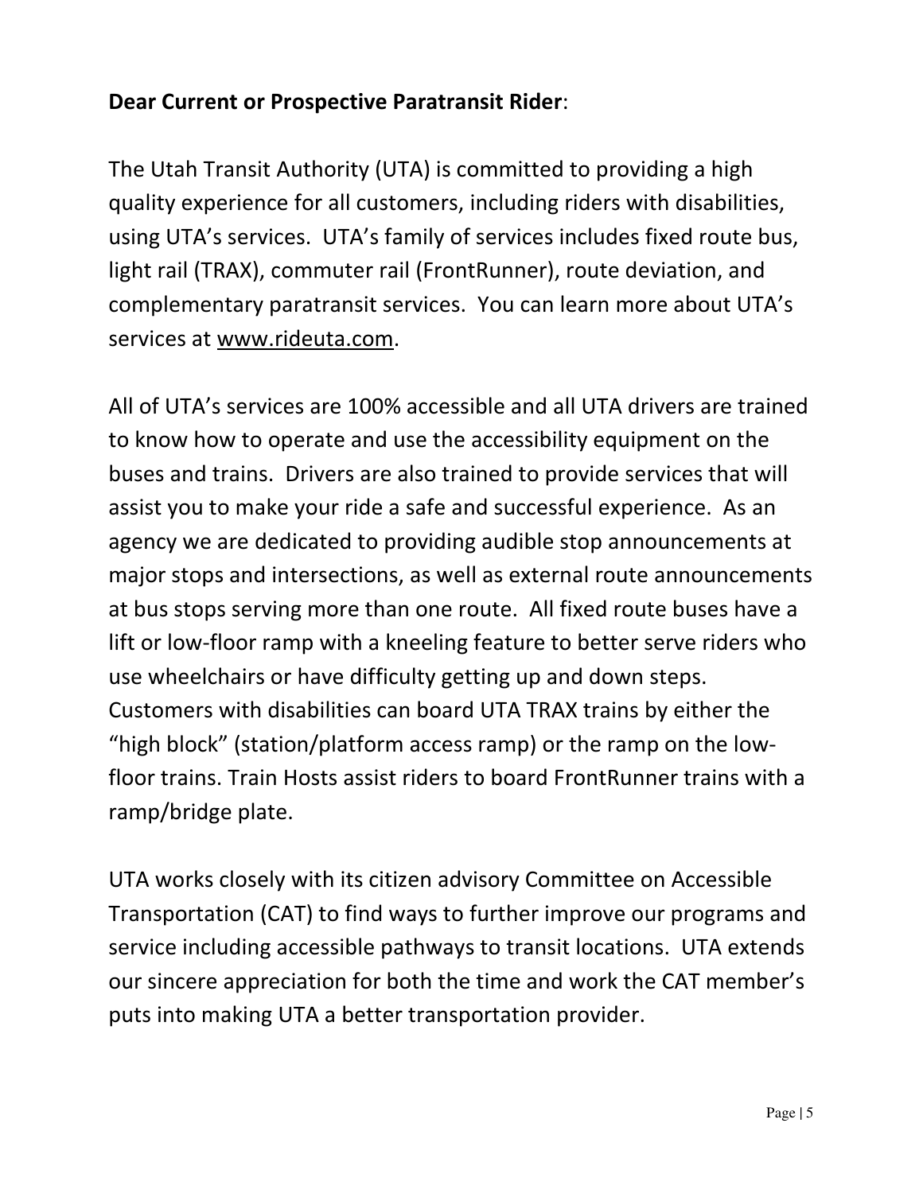**Dear Current or Prospective Paratransit Rider**:

The Utah Transit Authority (UTA) is committed to providing a high quality experience for all customers, including riders with disabilities, using UTA's services. UTA's family of services includes fixed route bus, light rail (TRAX), commuter rail (FrontRunner), route deviation, and complementary paratransit services. You can learn more about UTA's services at www.rideuta.com.

All of UTA's services are 100% accessible and all UTA drivers are trained to know how to operate and use the accessibility equipment on the buses and trains. Drivers are also trained to provide services that will assist you to make your ride a safe and successful experience. As an agency we are dedicated to providing audible stop announcements at major stops and intersections, as well as external route announcements at bus stops serving more than one route. All fixed route buses have a lift or low-floor ramp with a kneeling feature to better serve riders who use wheelchairs or have difficulty getting up and down steps. Customers with disabilities can board UTA TRAX trains by either the "high block" (station/platform access ramp) or the ramp on the low-floor trains. Train Hosts assist riders to board FrontRunner trains with a ramp/bridge plate.

UTA works closely with its citizen advisory Committee on Accessible Transportation (CAT) to find ways to further improve our programs and service including accessible pathways to transit locations. UTA extends our sincere appreciation for both the time and work the CAT member's puts into making UTA a better transportation provider.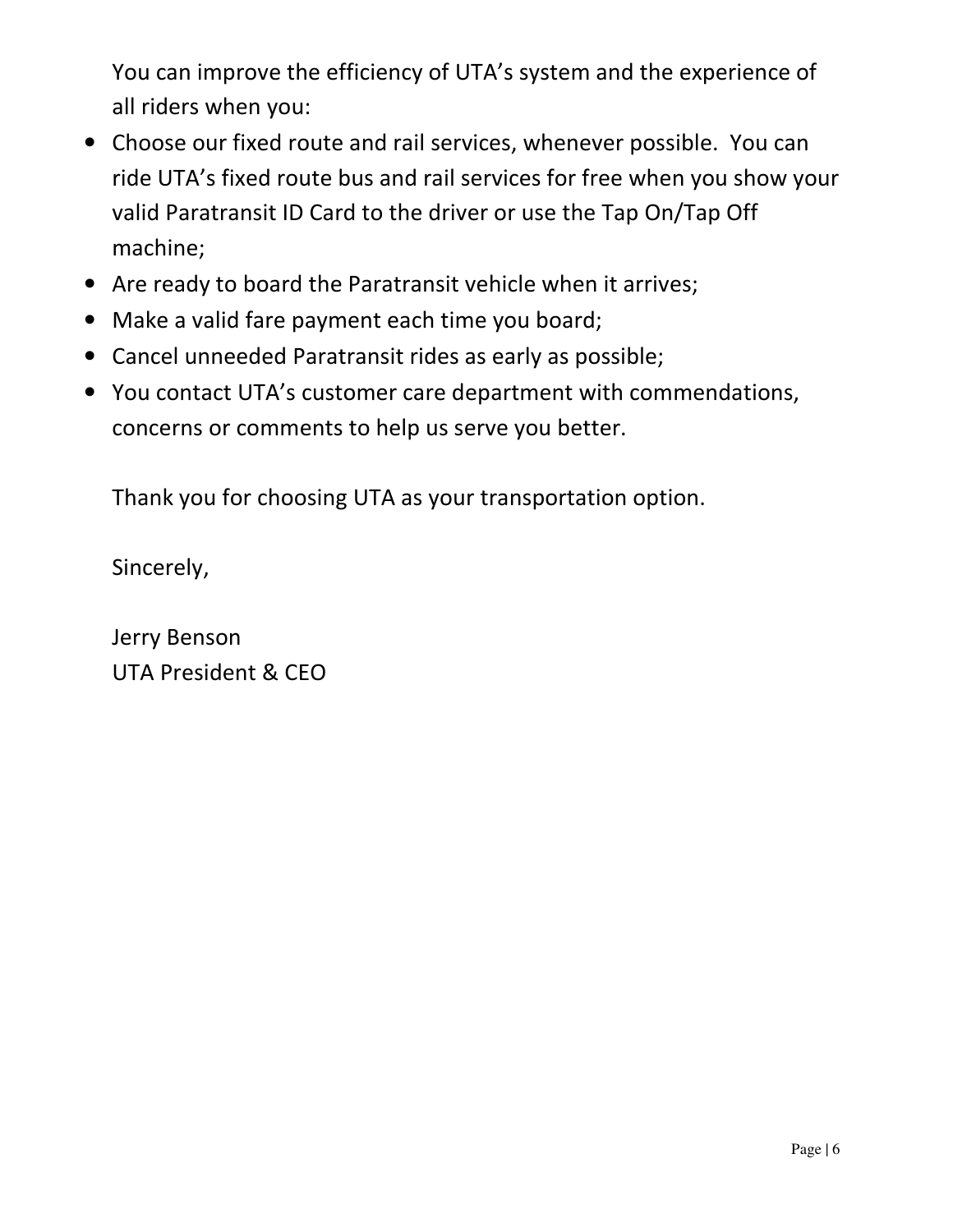You can improve the efficiency of UTA's system and the experience of all riders when you:

- Choose our fixed route and rail services, whenever possible. You can ride UTA's fixed route bus and rail services for free when you show your valid Paratransit ID Card to the driver or use the Tap On/Tap Off machine;
- Are ready to board the Paratransit vehicle when it arrives;
- Make a valid fare payment each time you board;
- Cancel unneeded Paratransit rides as early as possible;
- You contact UTA's customer care department with commendations, concerns or comments to help us serve you better.

Thank you for choosing UTA as your transportation option.

Sincerely,

Jerry Benson
UTA President & CEO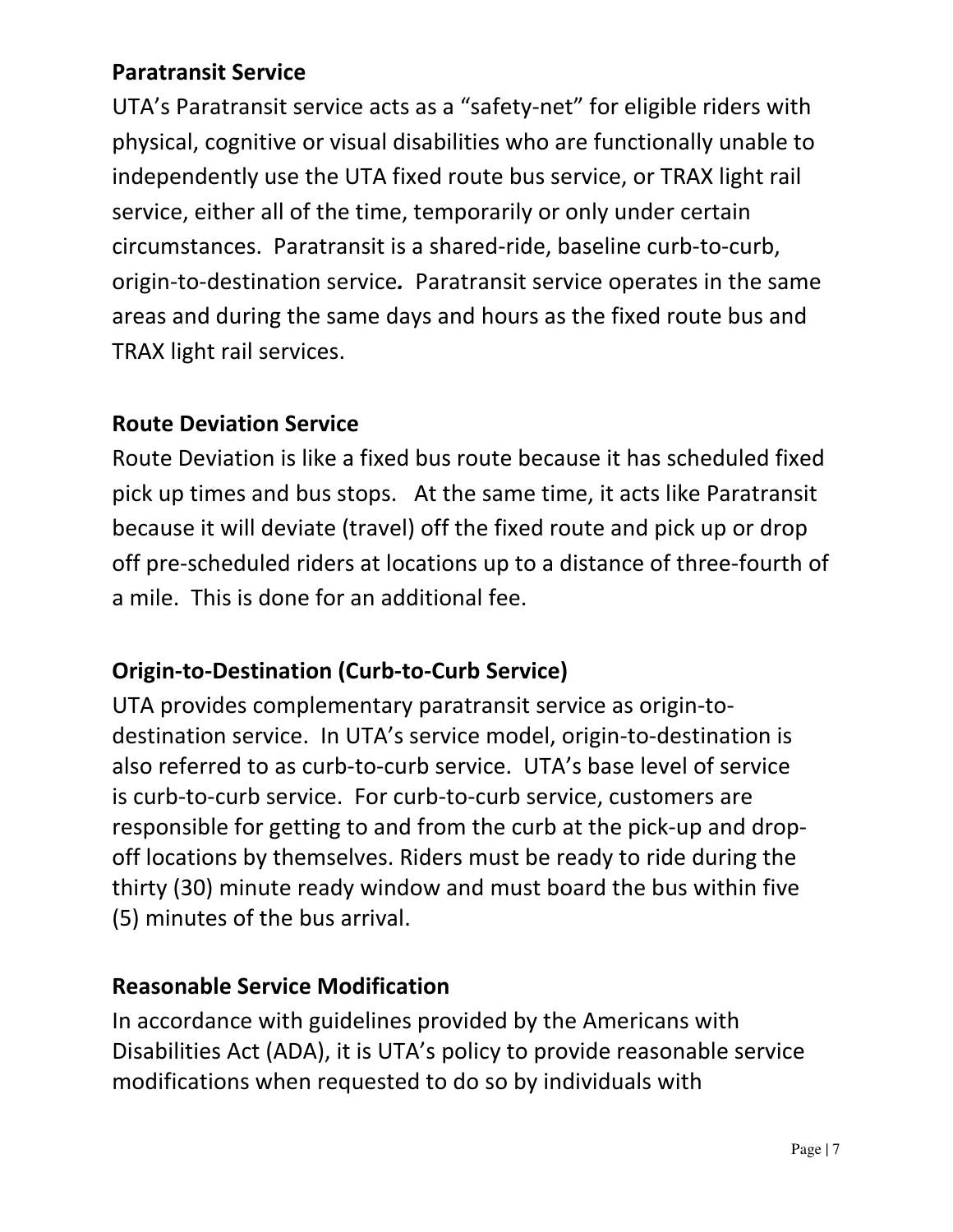**Paratransit Service**

UTA's Paratransit service acts as a "safety-net" for eligible riders with physical, cognitive or visual disabilities who are functionally unable to independently use the UTA fixed route bus service, or TRAX light rail service, either all of the time, temporarily or only under certain circumstances. Paratransit is a shared-ride, baseline curb-to-curb, origin-to-destination service*.* Paratransit service operates in the same areas and during the same days and hours as the fixed route bus and TRAX light rail services.

**Route Deviation Service**

Route Deviation is like a fixed bus route because it has scheduled fixed pick up times and bus stops. At the same time, it acts like Paratransit because it will deviate (travel) off the fixed route and pick up or drop off pre-scheduled riders at locations up to a distance of three-fourth of a mile. This is done for an additional fee.

**Origin-to-Destination (Curb-to-Curb Service)**

UTA provides complementary paratransit service as origin-to-destination service. In UTA's service model, origin-to-destination is also referred to as curb-to-curb service. UTA's base level of service is curb-to-curb service. For curb-to-curb service, customers are responsible for getting to and from the curb at the pick-up and drop-off locations by themselves. Riders must be ready to ride during the thirty (30) minute ready window and must board the bus within five (5) minutes of the bus arrival.

**Reasonable Service Modification**

In accordance with guidelines provided by the Americans with Disabilities Act (ADA), it is UTA's policy to provide reasonable service modifications when requested to do so by individuals with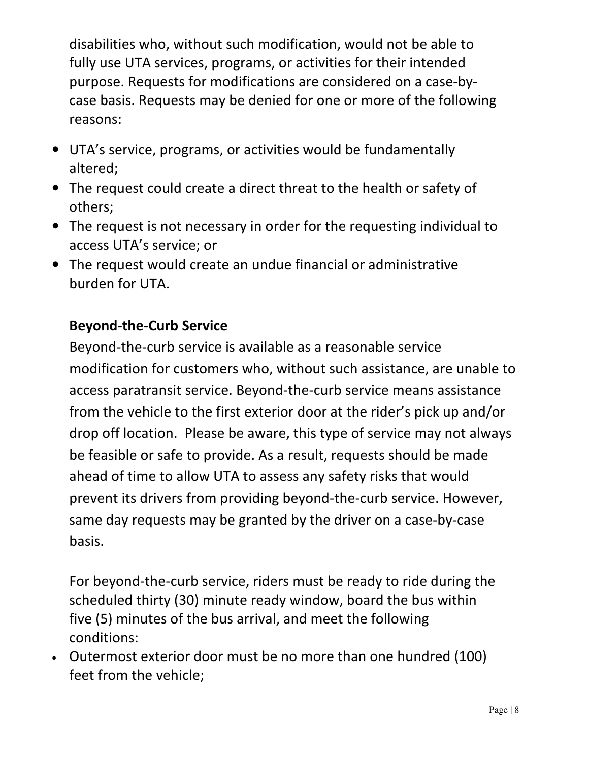disabilities who, without such modification, would not be able to fully use UTA services, programs, or activities for their intended purpose. Requests for modifications are considered on a case-by-case basis. Requests may be denied for one or more of the following reasons:

- UTA's service, programs, or activities would be fundamentally altered;
- The request could create a direct threat to the health or safety of others;
- The request is not necessary in order for the requesting individual to access UTA's service; or
- The request would create an undue financial or administrative burden for UTA.

### Beyond-the-Curb Service

Beyond-the-curb service is available as a reasonable service modification for customers who, without such assistance, are unable to access paratransit service. Beyond-the-curb service means assistance from the vehicle to the first exterior door at the rider's pick up and/or drop off location. Please be aware, this type of service may not always be feasible or safe to provide. As a result, requests should be made ahead of time to allow UTA to assess any safety risks that would prevent its drivers from providing beyond-the-curb service. However, same day requests may be granted by the driver on a case-by-case basis.

For beyond-the-curb service, riders must be ready to ride during the scheduled thirty (30) minute ready window, board the bus within five (5) minutes of the bus arrival, and meet the following conditions:

- Outermost exterior door must be no more than one hundred (100) feet from the vehicle;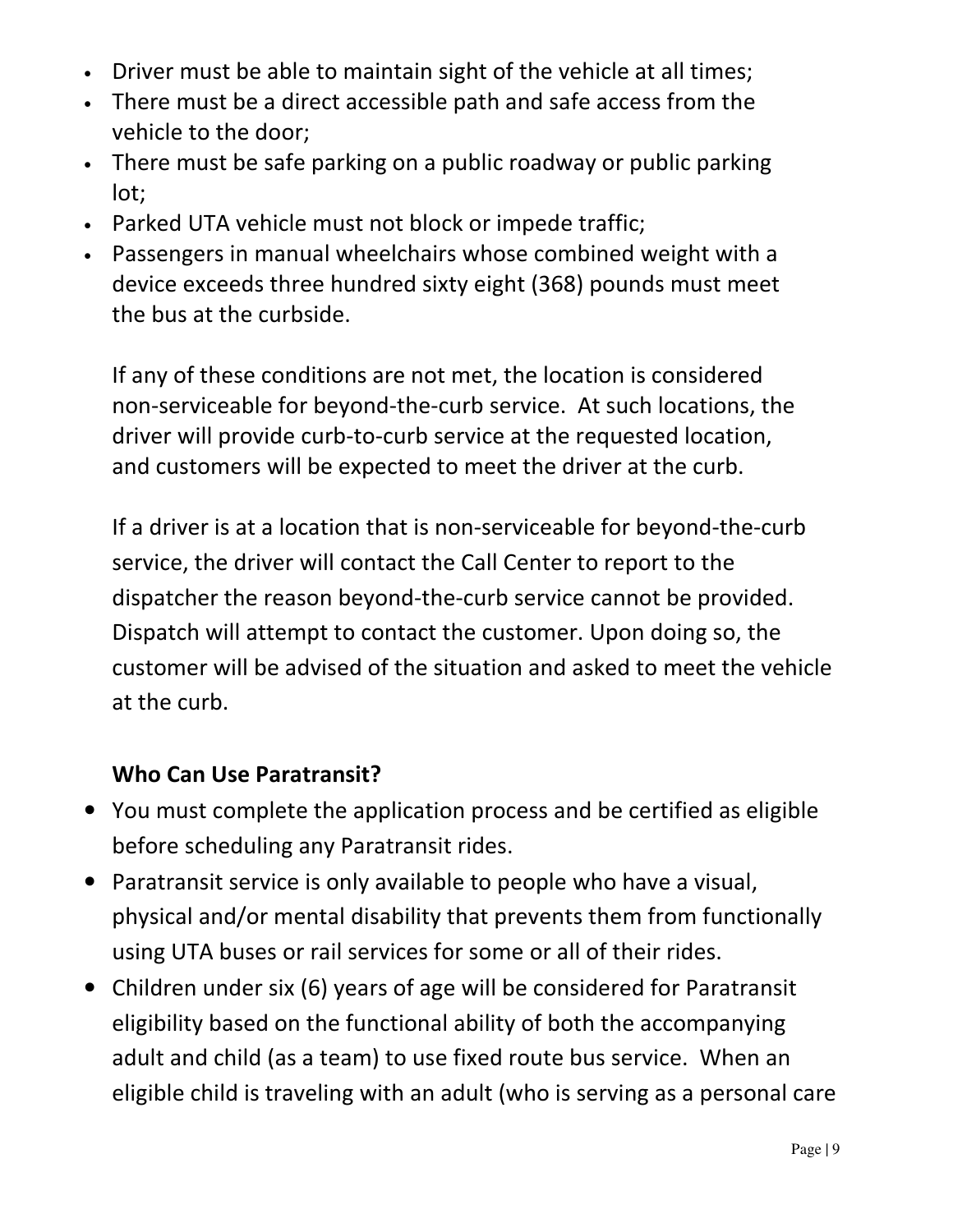- Driver must be able to maintain sight of the vehicle at all times;
- There must be a direct accessible path and safe access from the vehicle to the door;
- There must be safe parking on a public roadway or public parking lot;
- Parked UTA vehicle must not block or impede traffic;
- Passengers in manual wheelchairs whose combined weight with a device exceeds three hundred sixty eight (368) pounds must meet the bus at the curbside.

If any of these conditions are not met, the location is considered non-serviceable for beyond-the-curb service. At such locations, the driver will provide curb-to-curb service at the requested location, and customers will be expected to meet the driver at the curb.

If a driver is at a location that is non-serviceable for beyond-the-curb service, the driver will contact the Call Center to report to the dispatcher the reason beyond-the-curb service cannot be provided. Dispatch will attempt to contact the customer. Upon doing so, the customer will be advised of the situation and asked to meet the vehicle at the curb.

### Who Can Use Paratransit?

- You must complete the application process and be certified as eligible before scheduling any Paratransit rides.
- Paratransit service is only available to people who have a visual, physical and/or mental disability that prevents them from functionally using UTA buses or rail services for some or all of their rides.
- Children under six (6) years of age will be considered for Paratransit eligibility based on the functional ability of both the accompanying adult and child (as a team) to use fixed route bus service. When an eligible child is traveling with an adult (who is serving as a personal care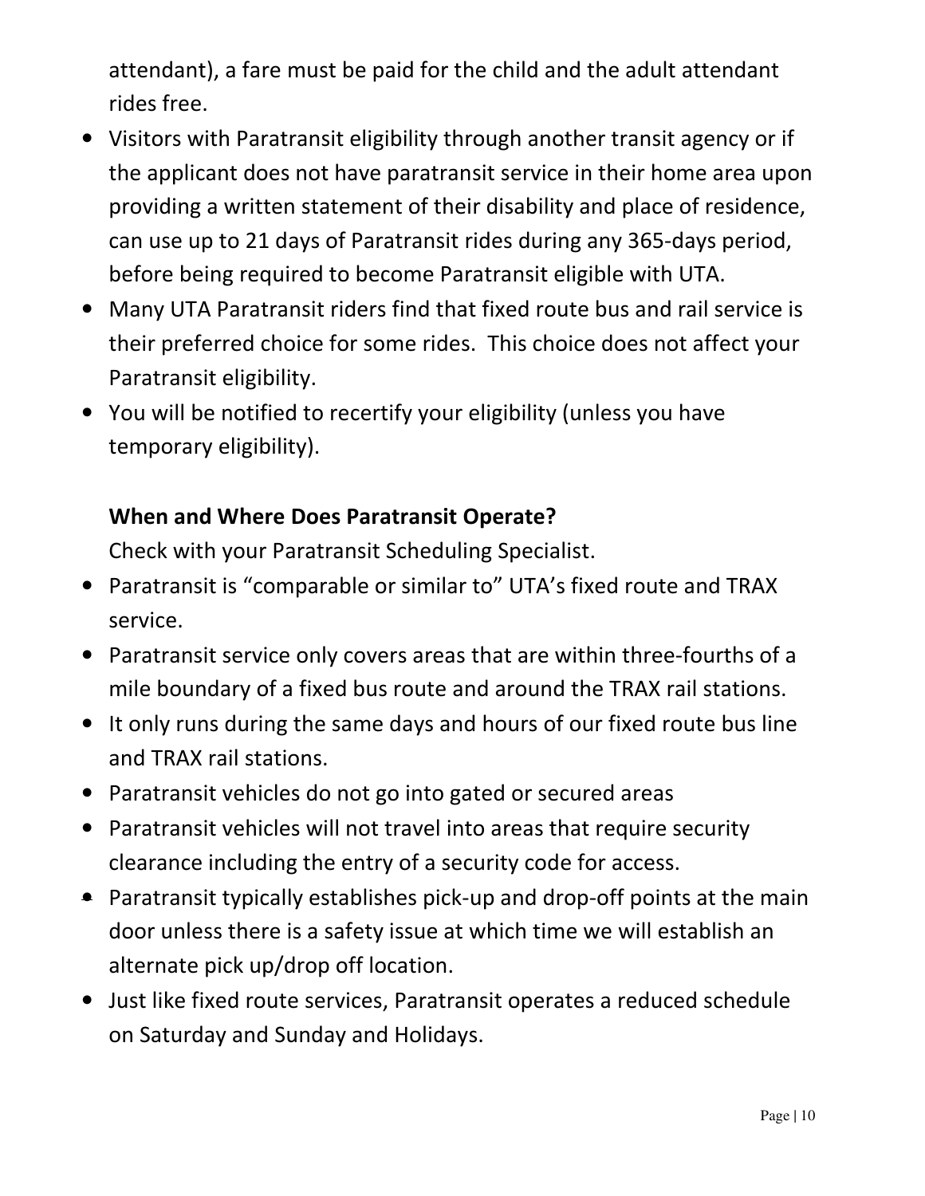attendant), a fare must be paid for the child and the adult attendant rides free.

- Visitors with Paratransit eligibility through another transit agency or if the applicant does not have paratransit service in their home area upon providing a written statement of their disability and place of residence, can use up to 21 days of Paratransit rides during any 365-days period, before being required to become Paratransit eligible with UTA.
- Many UTA Paratransit riders find that fixed route bus and rail service is their preferred choice for some rides. This choice does not affect your Paratransit eligibility.
- You will be notified to recertify your eligibility (unless you have temporary eligibility).

**When and Where Does Paratransit Operate?**

Check with your Paratransit Scheduling Specialist.

- Paratransit is “comparable or similar to” UTA’s fixed route and TRAX service.
- Paratransit service only covers areas that are within three-fourths of a mile boundary of a fixed bus route and around the TRAX rail stations.
- It only runs during the same days and hours of our fixed route bus line and TRAX rail stations.
- Paratransit vehicles do not go into gated or secured areas
- Paratransit vehicles will not travel into areas that require security clearance including the entry of a security code for access.
- Paratransit typically establishes pick-up and drop-off points at the main door unless there is a safety issue at which time we will establish an alternate pick up/drop off location.
- Just like fixed route services, Paratransit operates a reduced schedule on Saturday and Sunday and Holidays.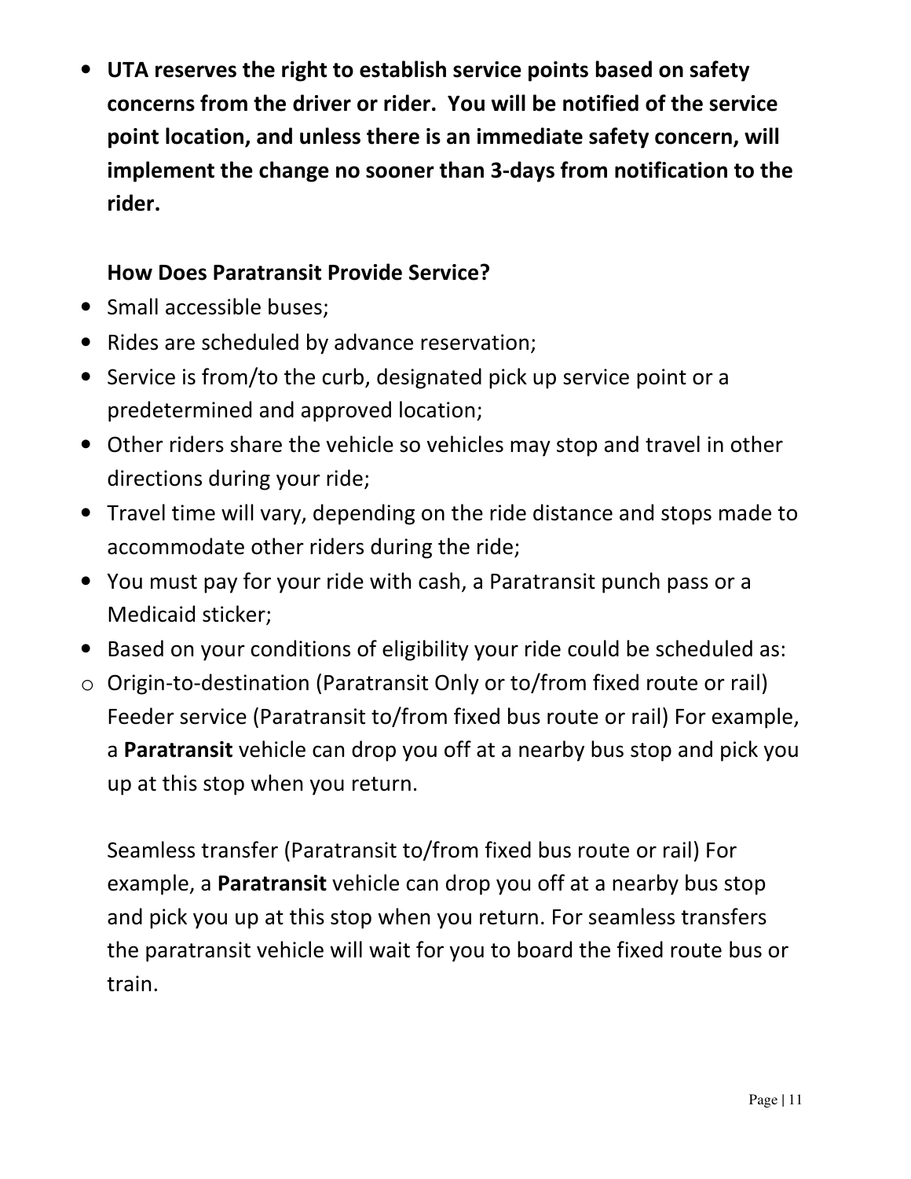- **UTA reserves the right to establish service points based on safety concerns from the driver or rider. You will be notified of the service point location, and unless there is an immediate safety concern, will implement the change no sooner than 3-days from notification to the rider.**

**How Does Paratransit Provide Service?**

- Small accessible buses;
- Rides are scheduled by advance reservation;
- Service is from/to the curb, designated pick up service point or a predetermined and approved location;
- Other riders share the vehicle so vehicles may stop and travel in other directions during your ride;
- Travel time will vary, depending on the ride distance and stops made to accommodate other riders during the ride;
- You must pay for your ride with cash, a Paratransit punch pass or a Medicaid sticker;
- Based on your conditions of eligibility your ride could be scheduled as:
  - Origin-to-destination (Paratransit Only or to/from fixed route or rail) Feeder service (Paratransit to/from fixed bus route or rail) For example, a **Paratransit** vehicle can drop you off at a nearby bus stop and pick you up at this stop when you return.

    Seamless transfer (Paratransit to/from fixed bus route or rail) For example, a **Paratransit** vehicle can drop you off at a nearby bus stop and pick you up at this stop when you return. For seamless transfers the paratransit vehicle will wait for you to board the fixed route bus or train.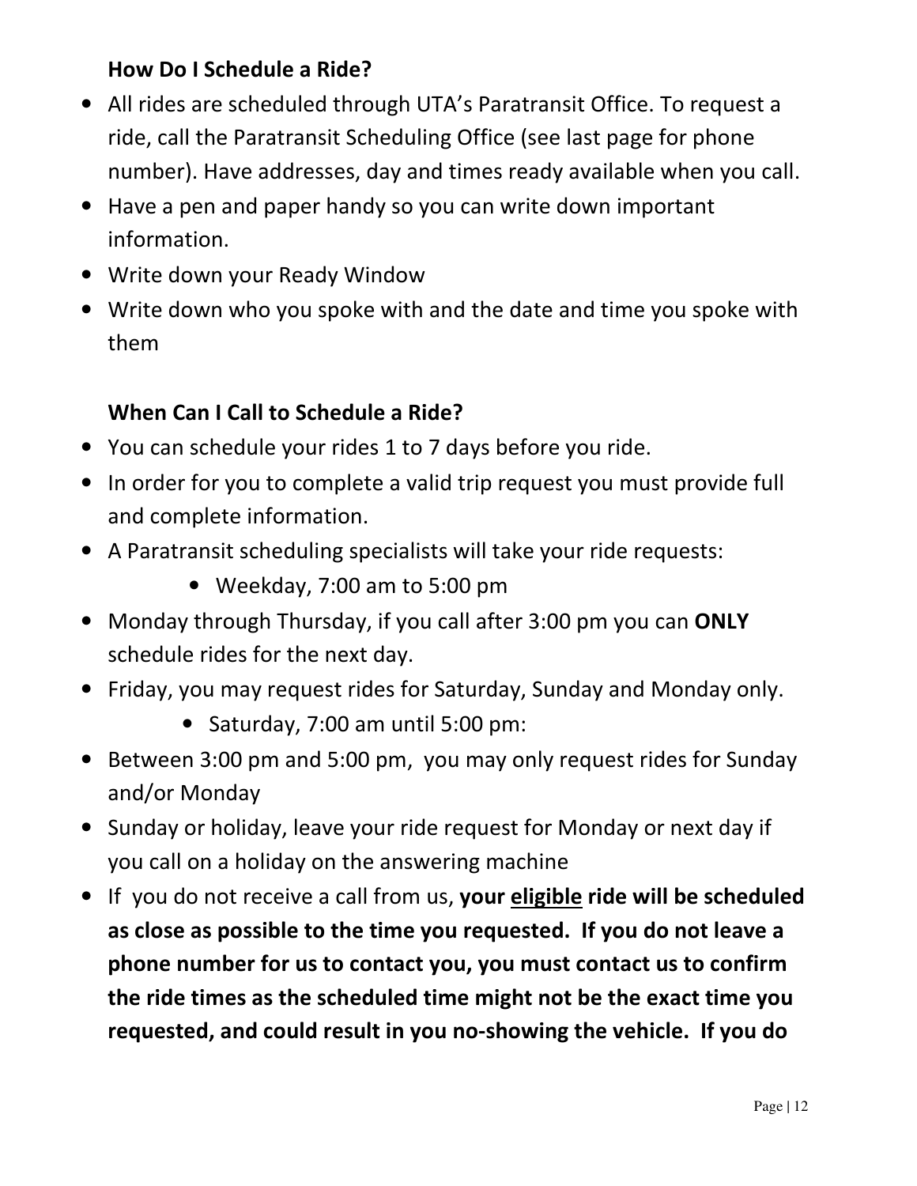### How Do I Schedule a Ride?

- All rides are scheduled through UTA's Paratransit Office. To request a ride, call the Paratransit Scheduling Office (see last page for phone number). Have addresses, day and times ready available when you call.
- Have a pen and paper handy so you can write down important information.
- Write down your Ready Window
- Write down who you spoke with and the date and time you spoke with them

### When Can I Call to Schedule a Ride?

- You can schedule your rides 1 to 7 days before you ride.
- In order for you to complete a valid trip request you must provide full and complete information.
- A Paratransit scheduling specialists will take your ride requests:
    - Weekday, 7:00 am to 5:00 pm
- Monday through Thursday, if you call after 3:00 pm you can **ONLY** schedule rides for the next day.
- Friday, you may request rides for Saturday, Sunday and Monday only.
    - Saturday, 7:00 am until 5:00 pm:
- Between 3:00 pm and 5:00 pm, you may only request rides for Sunday and/or Monday
- Sunday or holiday, leave your ride request for Monday or next day if you call on a holiday on the answering machine
- If you do not receive a call from us, **your <u>eligible</u> ride will be scheduled as close as possible to the time you requested. If you do not leave a phone number for us to contact you, you must contact us to confirm the ride times as the scheduled time might not be the exact time you requested, and could result in you no-showing the vehicle. If you do**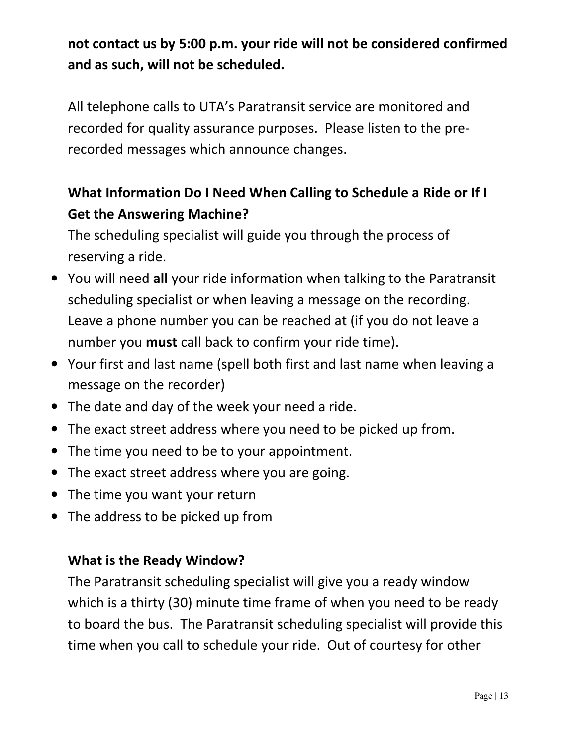**not contact us by 5:00 p.m. your ride will not be considered confirmed and as such, will not be scheduled.**

All telephone calls to UTA's Paratransit service are monitored and recorded for quality assurance purposes. Please listen to the pre-recorded messages which announce changes.

### What Information Do I Need When Calling to Schedule a Ride or If I Get the Answering Machine?

The scheduling specialist will guide you through the process of reserving a ride.

- You will need **all** your ride information when talking to the Paratransit scheduling specialist or when leaving a message on the recording. Leave a phone number you can be reached at (if you do not leave a number you **must** call back to confirm your ride time).
- Your first and last name (spell both first and last name when leaving a message on the recorder)
- The date and day of the week your need a ride.
- The exact street address where you need to be picked up from.
- The time you need to be to your appointment.
- The exact street address where you are going.
- The time you want your return
- The address to be picked up from

### What is the Ready Window?

The Paratransit scheduling specialist will give you a ready window which is a thirty (30) minute time frame of when you need to be ready to board the bus. The Paratransit scheduling specialist will provide this time when you call to schedule your ride. Out of courtesy for other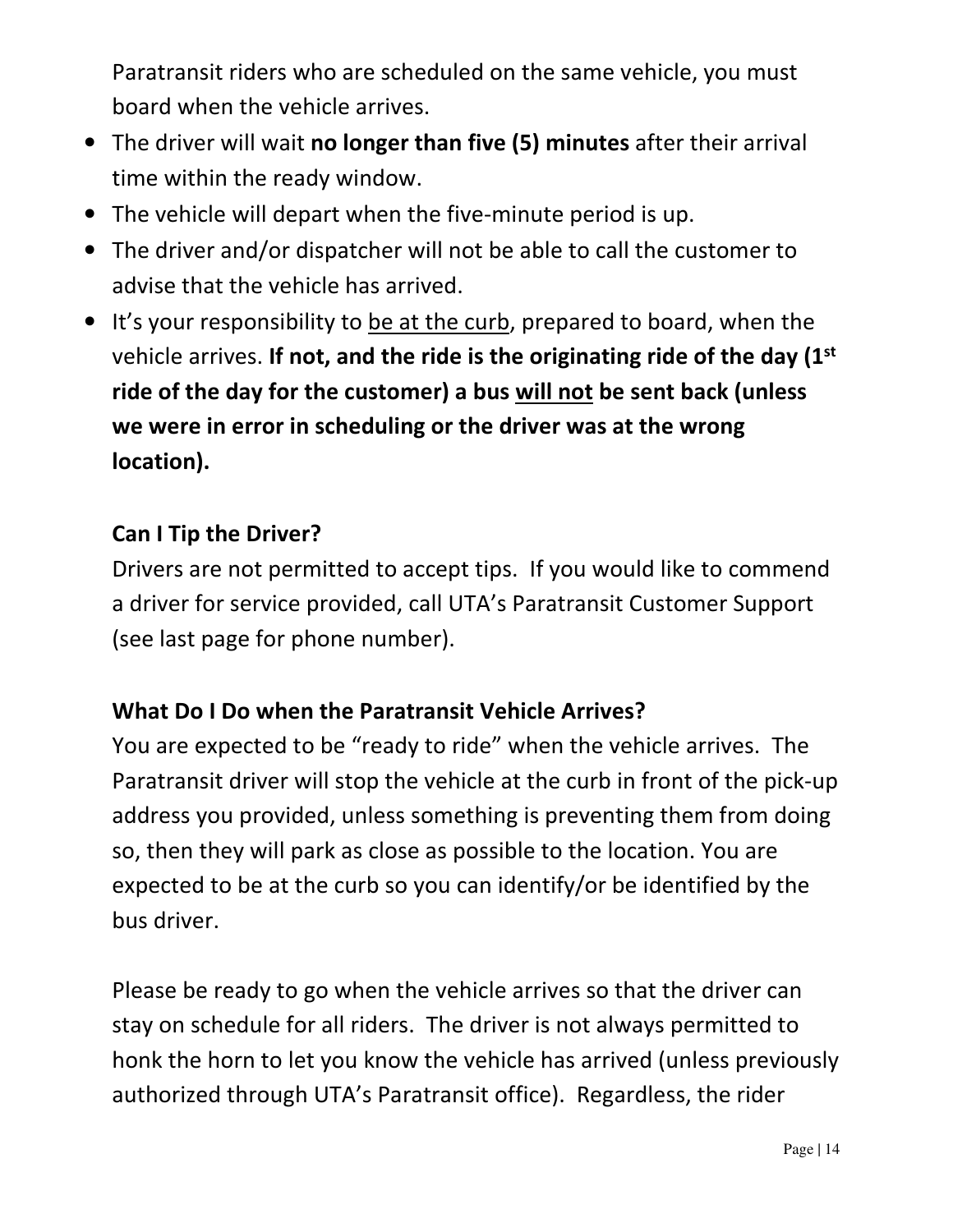Paratransit riders who are scheduled on the same vehicle, you must board when the vehicle arrives.

- The driver will wait **no longer than five (5) minutes** after their arrival time within the ready window.
- The vehicle will depart when the five-minute period is up.
- The driver and/or dispatcher will not be able to call the customer to advise that the vehicle has arrived.
- It's your responsibility to <u>be at the curb</u>, prepared to board, when the vehicle arrives. **If not, and the ride is the originating ride of the day (1st ride of the day for the customer) a bus <u>will not</u> be sent back (unless we were in error in scheduling or the driver was at the wrong location).**

### Can I Tip the Driver?

Drivers are not permitted to accept tips. If you would like to commend a driver for service provided, call UTA's Paratransit Customer Support (see last page for phone number).

### What Do I Do when the Paratransit Vehicle Arrives?

You are expected to be "ready to ride" when the vehicle arrives. The Paratransit driver will stop the vehicle at the curb in front of the pick-up address you provided, unless something is preventing them from doing so, then they will park as close as possible to the location. You are expected to be at the curb so you can identify/or be identified by the bus driver.

Please be ready to go when the vehicle arrives so that the driver can stay on schedule for all riders. The driver is not always permitted to honk the horn to let you know the vehicle has arrived (unless previously authorized through UTA's Paratransit office). Regardless, the rider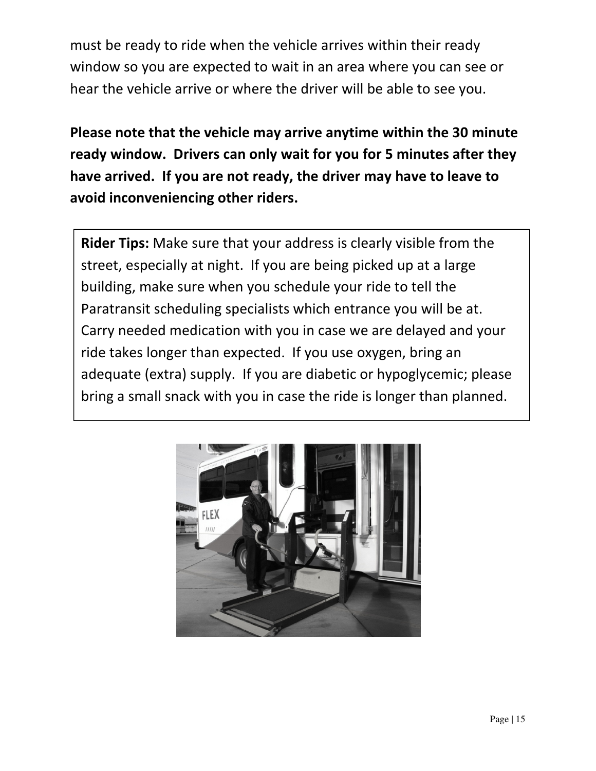must be ready to ride when the vehicle arrives within their ready window so you are expected to wait in an area where you can see or hear the vehicle arrive or where the driver will be able to see you.

**Please note that the vehicle may arrive anytime within the 30 minute ready window. Drivers can only wait for you for 5 minutes after they have arrived. If you are not ready, the driver may have to leave to avoid inconveniencing other riders.**

**Rider Tips:** Make sure that your address is clearly visible from the street, especially at night. If you are being picked up at a large building, make sure when you schedule your ride to tell the Paratransit scheduling specialists which entrance you will be at. Carry needed medication with you in case we are delayed and your ride takes longer than expected. If you use oxygen, bring an adequate (extra) supply. If you are diabetic or hypoglycemic; please bring a small snack with you in case the ride is longer than planned.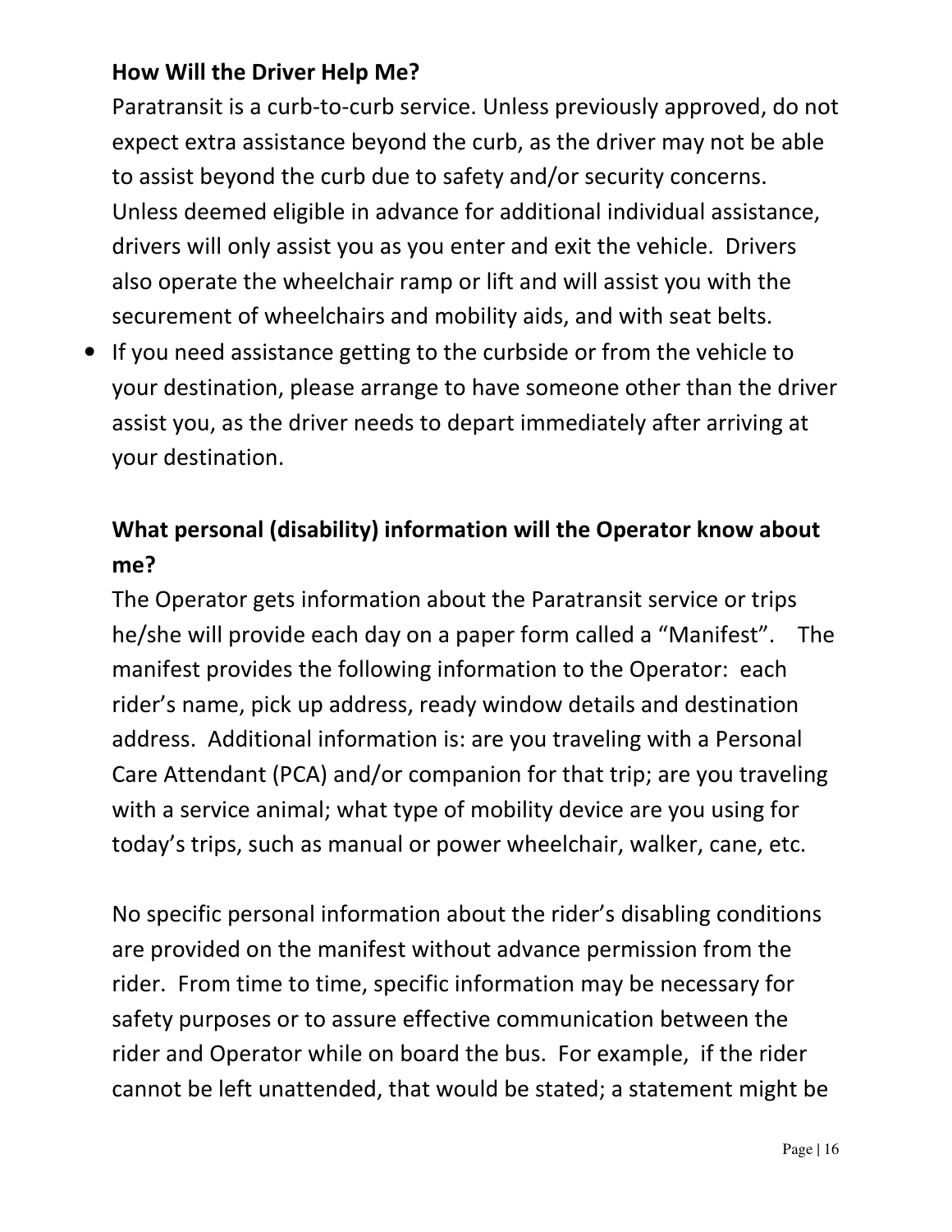**How Will the Driver Help Me?**

Paratransit is a curb-to-curb service. Unless previously approved, do not expect extra assistance beyond the curb, as the driver may not be able to assist beyond the curb due to safety and/or security concerns. Unless deemed eligible in advance for additional individual assistance, drivers will only assist you as you enter and exit the vehicle. Drivers also operate the wheelchair ramp or lift and will assist you with the securement of wheelchairs and mobility aids, and with seat belts.

- If you need assistance getting to the curbside or from the vehicle to your destination, please arrange to have someone other than the driver assist you, as the driver needs to depart immediately after arriving at your destination.

**What personal (disability) information will the Operator know about me?**

The Operator gets information about the Paratransit service or trips he/she will provide each day on a paper form called a "Manifest". The manifest provides the following information to the Operator: each rider's name, pick up address, ready window details and destination address. Additional information is: are you traveling with a Personal Care Attendant (PCA) and/or companion for that trip; are you traveling with a service animal; what type of mobility device are you using for today's trips, such as manual or power wheelchair, walker, cane, etc.

No specific personal information about the rider's disabling conditions are provided on the manifest without advance permission from the rider. From time to time, specific information may be necessary for safety purposes or to assure effective communication between the rider and Operator while on board the bus. For example, if the rider cannot be left unattended, that would be stated; a statement might be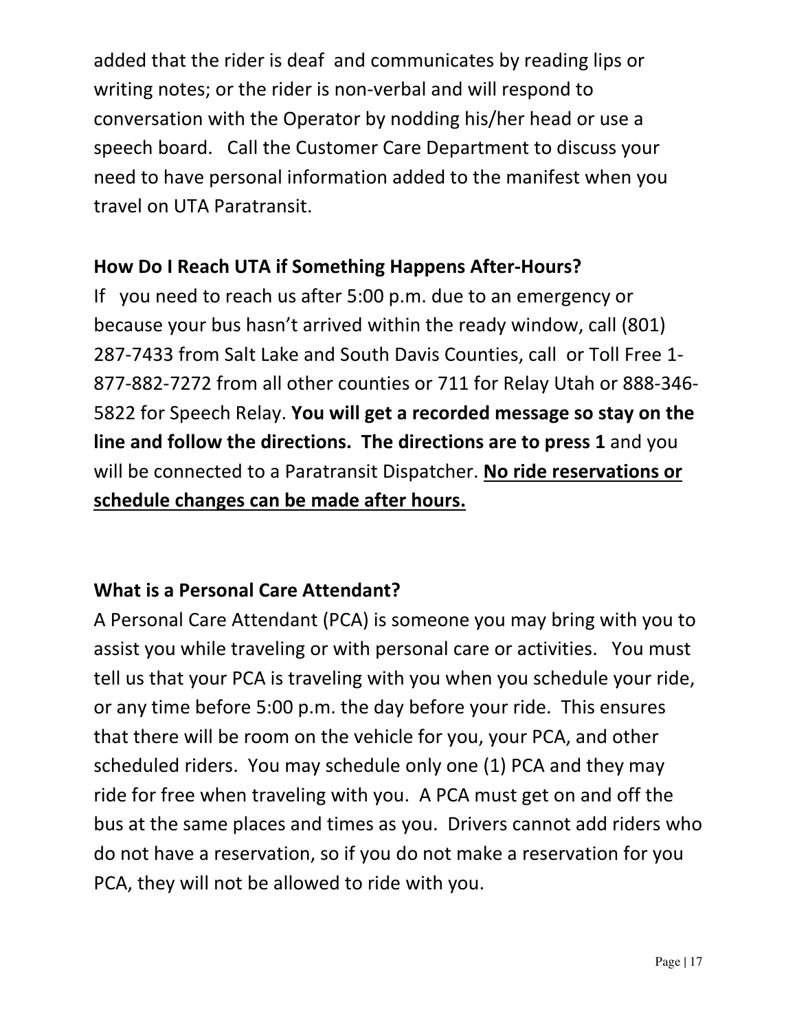added that the rider is deaf and communicates by reading lips or writing notes; or the rider is non-verbal and will respond to conversation with the Operator by nodding his/her head or use a speech board. Call the Customer Care Department to discuss your need to have personal information added to the manifest when you travel on UTA Paratransit.

### How Do I Reach UTA if Something Happens After-Hours?

If you need to reach us after 5:00 p.m. due to an emergency or because your bus hasn't arrived within the ready window, call (801) 287-7433 from Salt Lake and South Davis Counties, call or Toll Free 1-877-882-7272 from all other counties or 711 for Relay Utah or 888-346-5822 for Speech Relay. **You will get a recorded message so stay on the line and follow the directions. The directions are to press 1** and you will be connected to a Paratransit Dispatcher. <u>**No ride reservations or schedule changes can be made after hours.**</u>

### What is a Personal Care Attendant?

A Personal Care Attendant (PCA) is someone you may bring with you to assist you while traveling or with personal care or activities. You must tell us that your PCA is traveling with you when you schedule your ride, or any time before 5:00 p.m. the day before your ride. This ensures that there will be room on the vehicle for you, your PCA, and other scheduled riders. You may schedule only one (1) PCA and they may ride for free when traveling with you. A PCA must get on and off the bus at the same places and times as you. Drivers cannot add riders who do not have a reservation, so if you do not make a reservation for you PCA, they will not be allowed to ride with you.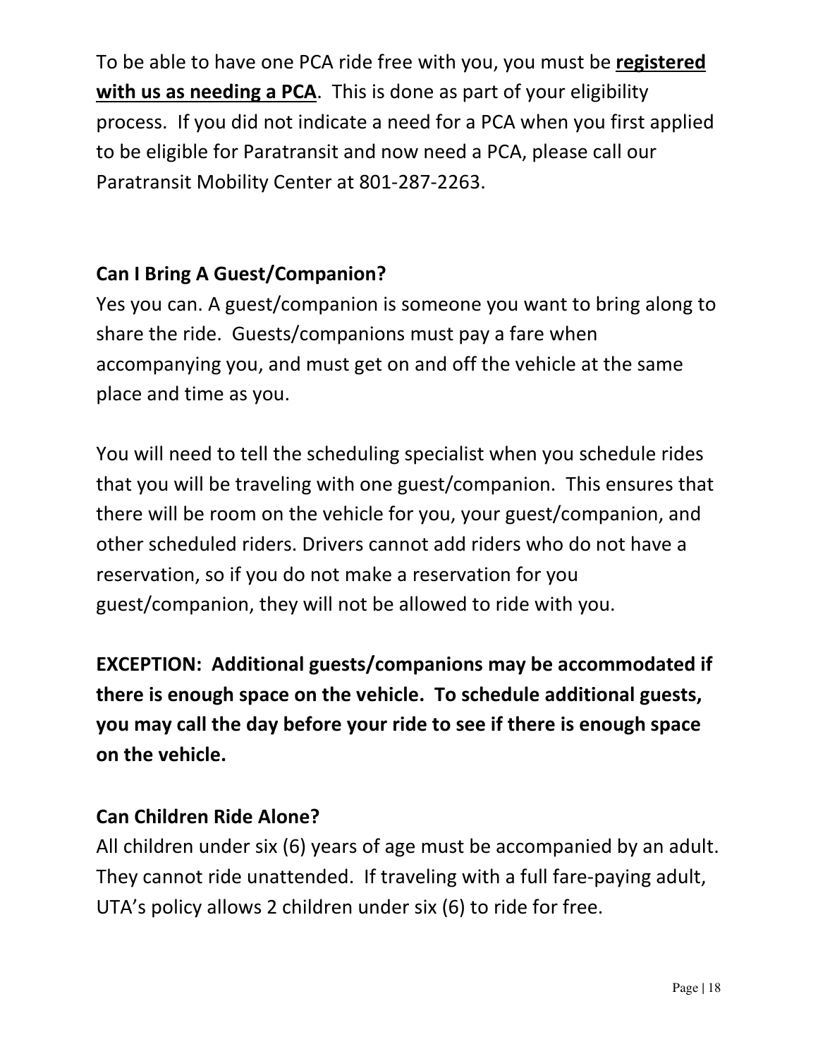To be able to have one PCA ride free with you, you must be **registered with us as needing a PCA**. This is done as part of your eligibility process. If you did not indicate a need for a PCA when you first applied to be eligible for Paratransit and now need a PCA, please call our Paratransit Mobility Center at 801-287-2263.

## Can I Bring A Guest/Companion?

Yes you can. A guest/companion is someone you want to bring along to share the ride. Guests/companions must pay a fare when accompanying you, and must get on and off the vehicle at the same place and time as you.

You will need to tell the scheduling specialist when you schedule rides that you will be traveling with one guest/companion. This ensures that there will be room on the vehicle for you, your guest/companion, and other scheduled riders. Drivers cannot add riders who do not have a reservation, so if you do not make a reservation for you guest/companion, they will not be allowed to ride with you.

**EXCEPTION: Additional guests/companions may be accommodated if there is enough space on the vehicle. To schedule additional guests, you may call the day before your ride to see if there is enough space on the vehicle.**

## Can Children Ride Alone?

All children under six (6) years of age must be accompanied by an adult. They cannot ride unattended. If traveling with a full fare-paying adult, UTA's policy allows 2 children under six (6) to ride for free.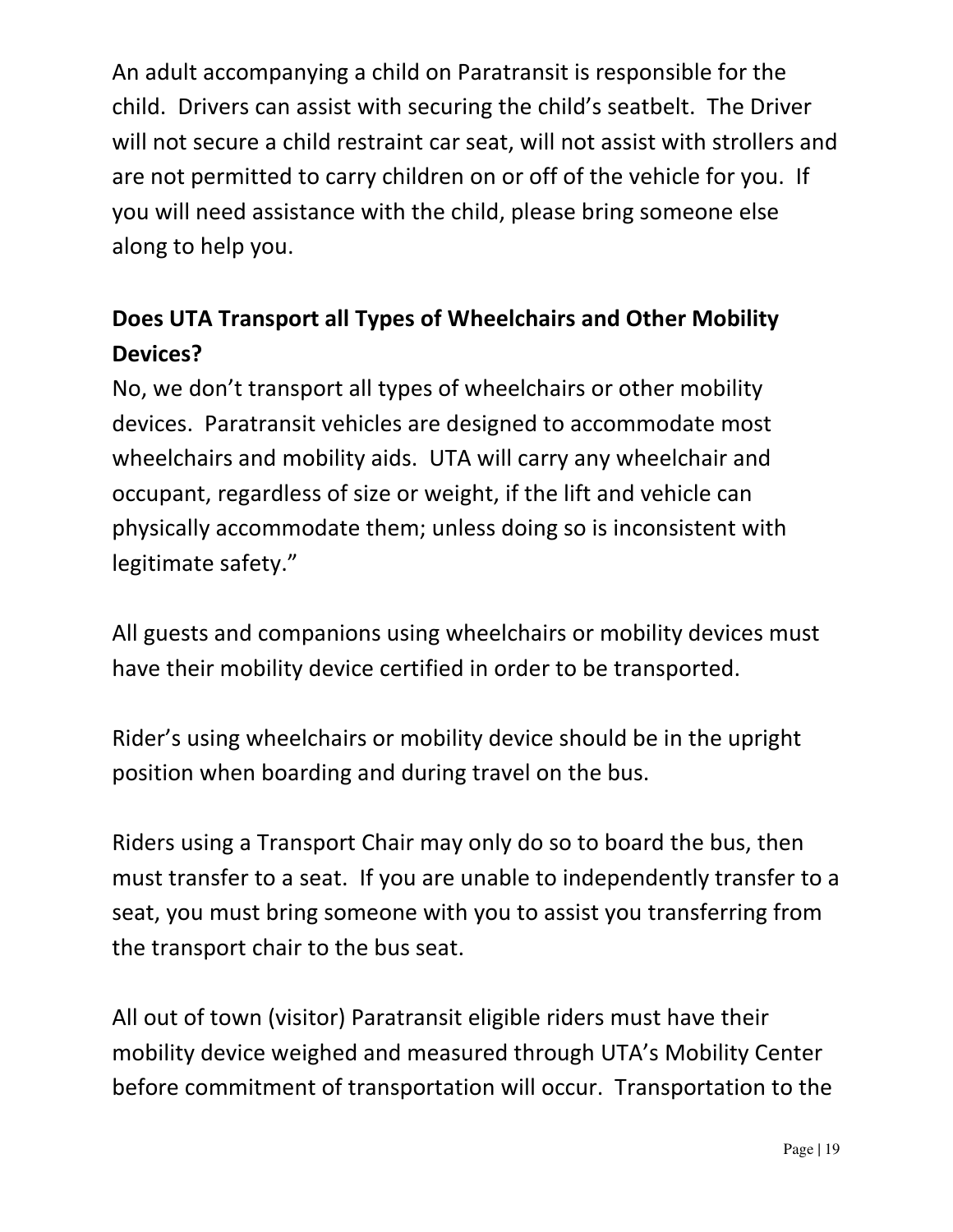An adult accompanying a child on Paratransit is responsible for the child. Drivers can assist with securing the child's seatbelt. The Driver will not secure a child restraint car seat, will not assist with strollers and are not permitted to carry children on or off of the vehicle for you. If you will need assistance with the child, please bring someone else along to help you.

**Does UTA Transport all Types of Wheelchairs and Other Mobility Devices?**

No, we don't transport all types of wheelchairs or other mobility devices. Paratransit vehicles are designed to accommodate most wheelchairs and mobility aids. UTA will carry any wheelchair and occupant, regardless of size or weight, if the lift and vehicle can physically accommodate them; unless doing so is inconsistent with legitimate safety."

All guests and companions using wheelchairs or mobility devices must have their mobility device certified in order to be transported.

Rider's using wheelchairs or mobility device should be in the upright position when boarding and during travel on the bus.

Riders using a Transport Chair may only do so to board the bus, then must transfer to a seat. If you are unable to independently transfer to a seat, you must bring someone with you to assist you transferring from the transport chair to the bus seat.

All out of town (visitor) Paratransit eligible riders must have their mobility device weighed and measured through UTA's Mobility Center before commitment of transportation will occur. Transportation to the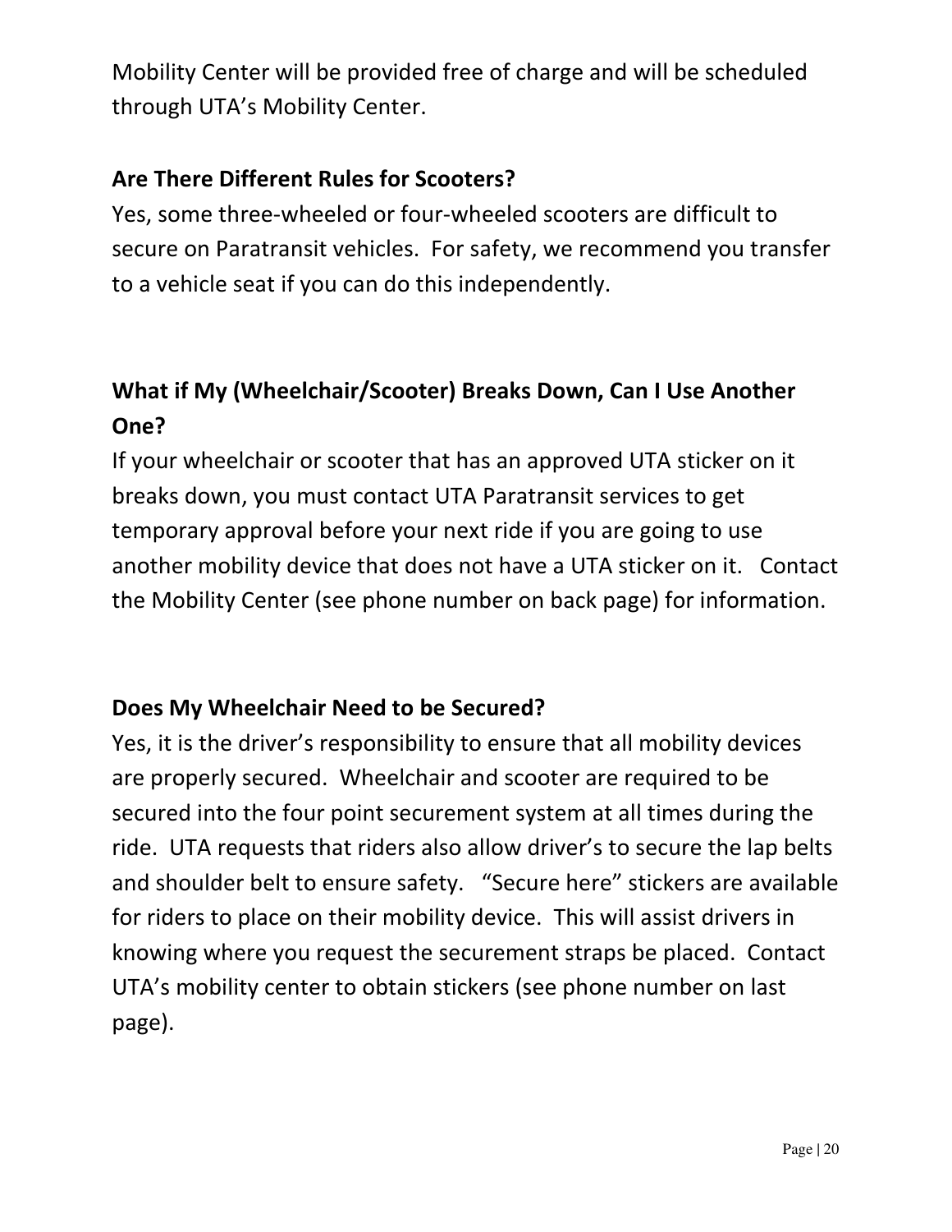Mobility Center will be provided free of charge and will be scheduled through UTA's Mobility Center.

**Are There Different Rules for Scooters?**

Yes, some three-wheeled or four-wheeled scooters are difficult to secure on Paratransit vehicles. For safety, we recommend you transfer to a vehicle seat if you can do this independently.

**What if My (Wheelchair/Scooter) Breaks Down, Can I Use Another One?**

If your wheelchair or scooter that has an approved UTA sticker on it breaks down, you must contact UTA Paratransit services to get temporary approval before your next ride if you are going to use another mobility device that does not have a UTA sticker on it. Contact the Mobility Center (see phone number on back page) for information.

**Does My Wheelchair Need to be Secured?**

Yes, it is the driver's responsibility to ensure that all mobility devices are properly secured. Wheelchair and scooter are required to be secured into the four point securement system at all times during the ride. UTA requests that riders also allow driver's to secure the lap belts and shoulder belt to ensure safety. "Secure here" stickers are available for riders to place on their mobility device. This will assist drivers in knowing where you request the securement straps be placed. Contact UTA's mobility center to obtain stickers (see phone number on last page).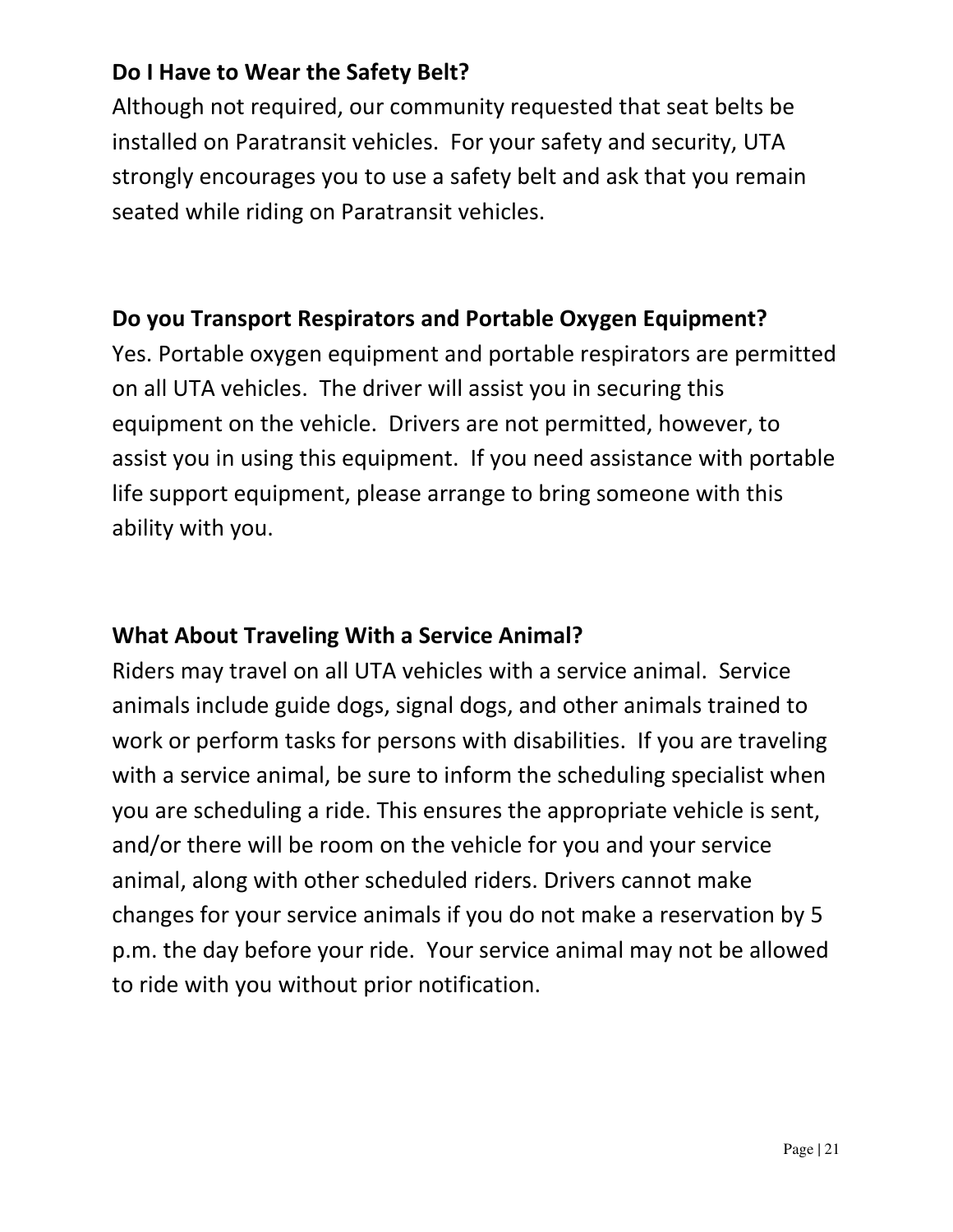## Do I Have to Wear the Safety Belt?

Although not required, our community requested that seat belts be installed on Paratransit vehicles. For your safety and security, UTA strongly encourages you to use a safety belt and ask that you remain seated while riding on Paratransit vehicles.

## Do you Transport Respirators and Portable Oxygen Equipment?

Yes. Portable oxygen equipment and portable respirators are permitted on all UTA vehicles. The driver will assist you in securing this equipment on the vehicle. Drivers are not permitted, however, to assist you in using this equipment. If you need assistance with portable life support equipment, please arrange to bring someone with this ability with you.

## What About Traveling With a Service Animal?

Riders may travel on all UTA vehicles with a service animal. Service animals include guide dogs, signal dogs, and other animals trained to work or perform tasks for persons with disabilities. If you are traveling with a service animal, be sure to inform the scheduling specialist when you are scheduling a ride. This ensures the appropriate vehicle is sent, and/or there will be room on the vehicle for you and your service animal, along with other scheduled riders. Drivers cannot make changes for your service animals if you do not make a reservation by 5 p.m. the day before your ride. Your service animal may not be allowed to ride with you without prior notification.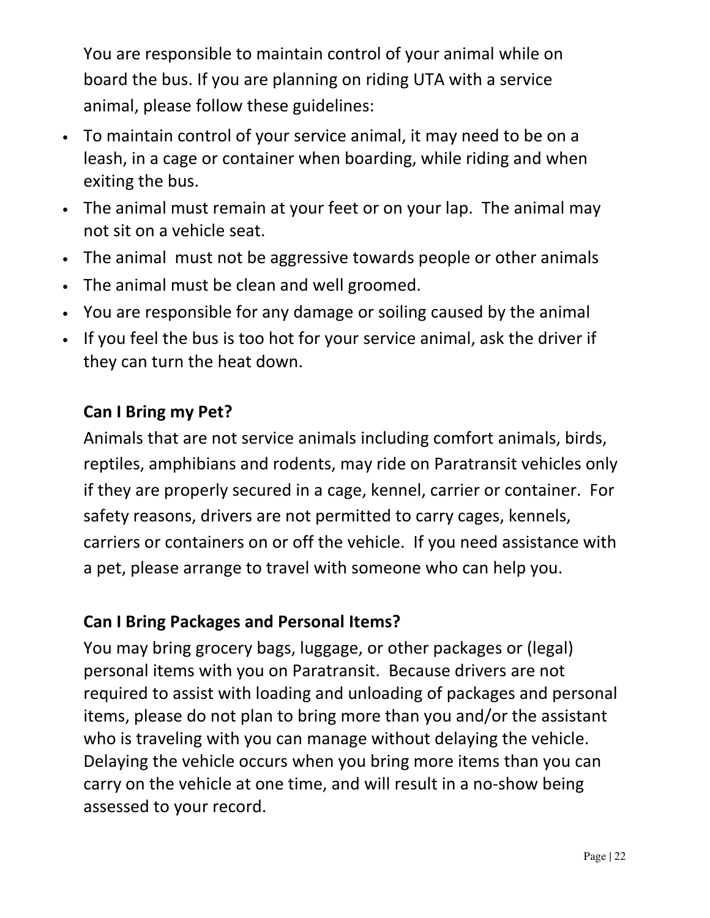You are responsible to maintain control of your animal while on board the bus. If you are planning on riding UTA with a service animal, please follow these guidelines:

- To maintain control of your service animal, it may need to be on a leash, in a cage or container when boarding, while riding and when exiting the bus.
- The animal must remain at your feet or on your lap. The animal may not sit on a vehicle seat.
- The animal must not be aggressive towards people or other animals
- The animal must be clean and well groomed.
- You are responsible for any damage or soiling caused by the animal
- If you feel the bus is too hot for your service animal, ask the driver if they can turn the heat down.

### Can I Bring my Pet?

Animals that are not service animals including comfort animals, birds, reptiles, amphibians and rodents, may ride on Paratransit vehicles only if they are properly secured in a cage, kennel, carrier or container. For safety reasons, drivers are not permitted to carry cages, kennels, carriers or containers on or off the vehicle. If you need assistance with a pet, please arrange to travel with someone who can help you.

### Can I Bring Packages and Personal Items?

You may bring grocery bags, luggage, or other packages or (legal) personal items with you on Paratransit. Because drivers are not required to assist with loading and unloading of packages and personal items, please do not plan to bring more than you and/or the assistant who is traveling with you can manage without delaying the vehicle. Delaying the vehicle occurs when you bring more items than you can carry on the vehicle at one time, and will result in a no-show being assessed to your record.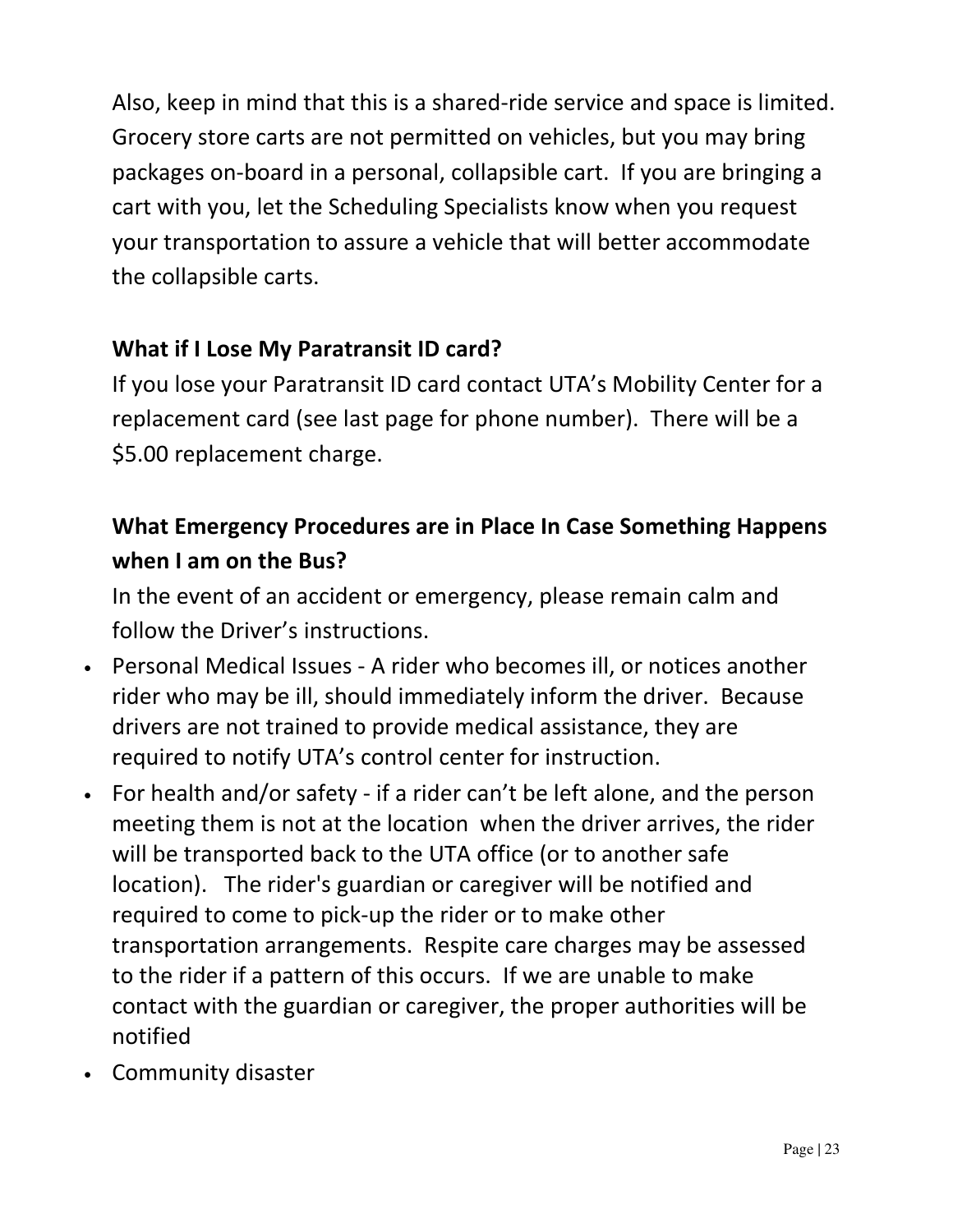Also, keep in mind that this is a shared-ride service and space is limited. Grocery store carts are not permitted on vehicles, but you may bring packages on-board in a personal, collapsible cart. If you are bringing a cart with you, let the Scheduling Specialists know when you request your transportation to assure a vehicle that will better accommodate the collapsible carts.

### What if I Lose My Paratransit ID card?

If you lose your Paratransit ID card contact UTA's Mobility Center for a replacement card (see last page for phone number). There will be a $5.00 replacement charge.

### What Emergency Procedures are in Place In Case Something Happens when I am on the Bus?

In the event of an accident or emergency, please remain calm and follow the Driver's instructions.

- Personal Medical Issues - A rider who becomes ill, or notices another rider who may be ill, should immediately inform the driver. Because drivers are not trained to provide medical assistance, they are required to notify UTA's control center for instruction.
- For health and/or safety - if a rider can't be left alone, and the person meeting them is not at the location when the driver arrives, the rider will be transported back to the UTA office (or to another safe location). The rider's guardian or caregiver will be notified and required to come to pick-up the rider or to make other transportation arrangements. Respite care charges may be assessed to the rider if a pattern of this occurs. If we are unable to make contact with the guardian or caregiver, the proper authorities will be notified
- Community disaster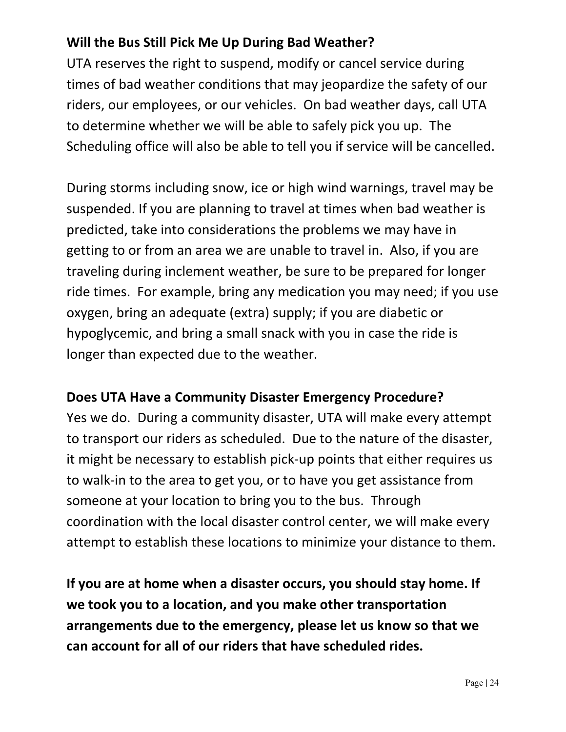**Will the Bus Still Pick Me Up During Bad Weather?**

UTA reserves the right to suspend, modify or cancel service during times of bad weather conditions that may jeopardize the safety of our riders, our employees, or our vehicles. On bad weather days, call UTA to determine whether we will be able to safely pick you up. The Scheduling office will also be able to tell you if service will be cancelled.

During storms including snow, ice or high wind warnings, travel may be suspended. If you are planning to travel at times when bad weather is predicted, take into considerations the problems we may have in getting to or from an area we are unable to travel in. Also, if you are traveling during inclement weather, be sure to be prepared for longer ride times. For example, bring any medication you may need; if you use oxygen, bring an adequate (extra) supply; if you are diabetic or hypoglycemic, and bring a small snack with you in case the ride is longer than expected due to the weather.

**Does UTA Have a Community Disaster Emergency Procedure?**

Yes we do. During a community disaster, UTA will make every attempt to transport our riders as scheduled. Due to the nature of the disaster, it might be necessary to establish pick-up points that either requires us to walk-in to the area to get you, or to have you get assistance from someone at your location to bring you to the bus. Through coordination with the local disaster control center, we will make every attempt to establish these locations to minimize your distance to them.

**If you are at home when a disaster occurs, you should stay home. If we took you to a location, and you make other transportation arrangements due to the emergency, please let us know so that we can account for all of our riders that have scheduled rides.**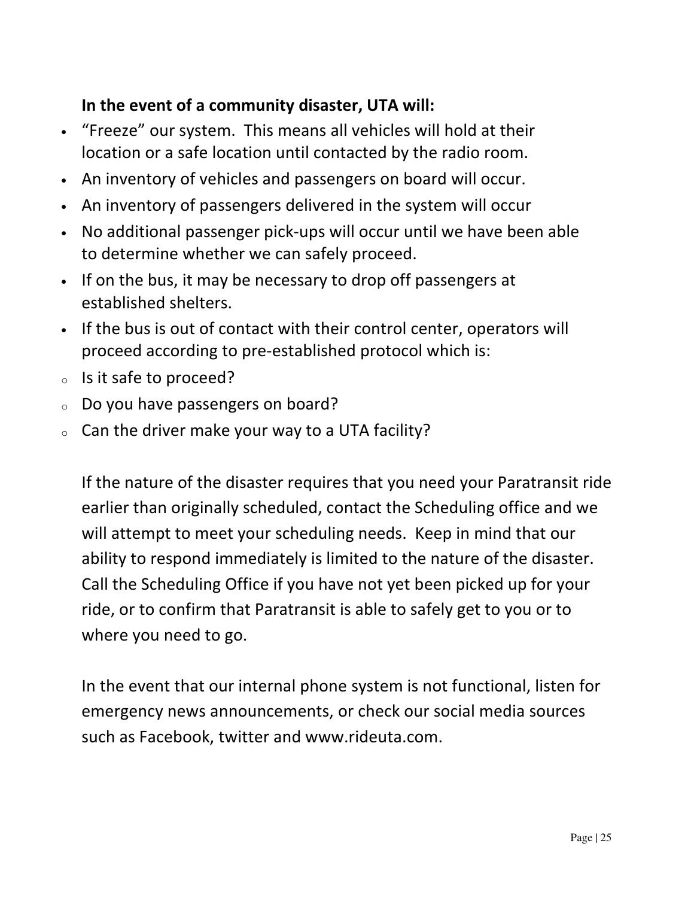**In the event of a community disaster, UTA will:**

- “Freeze” our system. This means all vehicles will hold at their location or a safe location until contacted by the radio room.
- An inventory of vehicles and passengers on board will occur.
- An inventory of passengers delivered in the system will occur
- No additional passenger pick-ups will occur until we have been able to determine whether we can safely proceed.
- If on the bus, it may be necessary to drop off passengers at established shelters.
- If the bus is out of contact with their control center, operators will proceed according to pre-established protocol which is:
  - Is it safe to proceed?
  - Do you have passengers on board?
  - Can the driver make your way to a UTA facility?

If the nature of the disaster requires that you need your Paratransit ride earlier than originally scheduled, contact the Scheduling office and we will attempt to meet your scheduling needs. Keep in mind that our ability to respond immediately is limited to the nature of the disaster. Call the Scheduling Office if you have not yet been picked up for your ride, or to confirm that Paratransit is able to safely get to you or to where you need to go.

In the event that our internal phone system is not functional, listen for emergency news announcements, or check our social media sources such as Facebook, twitter and www.rideuta.com.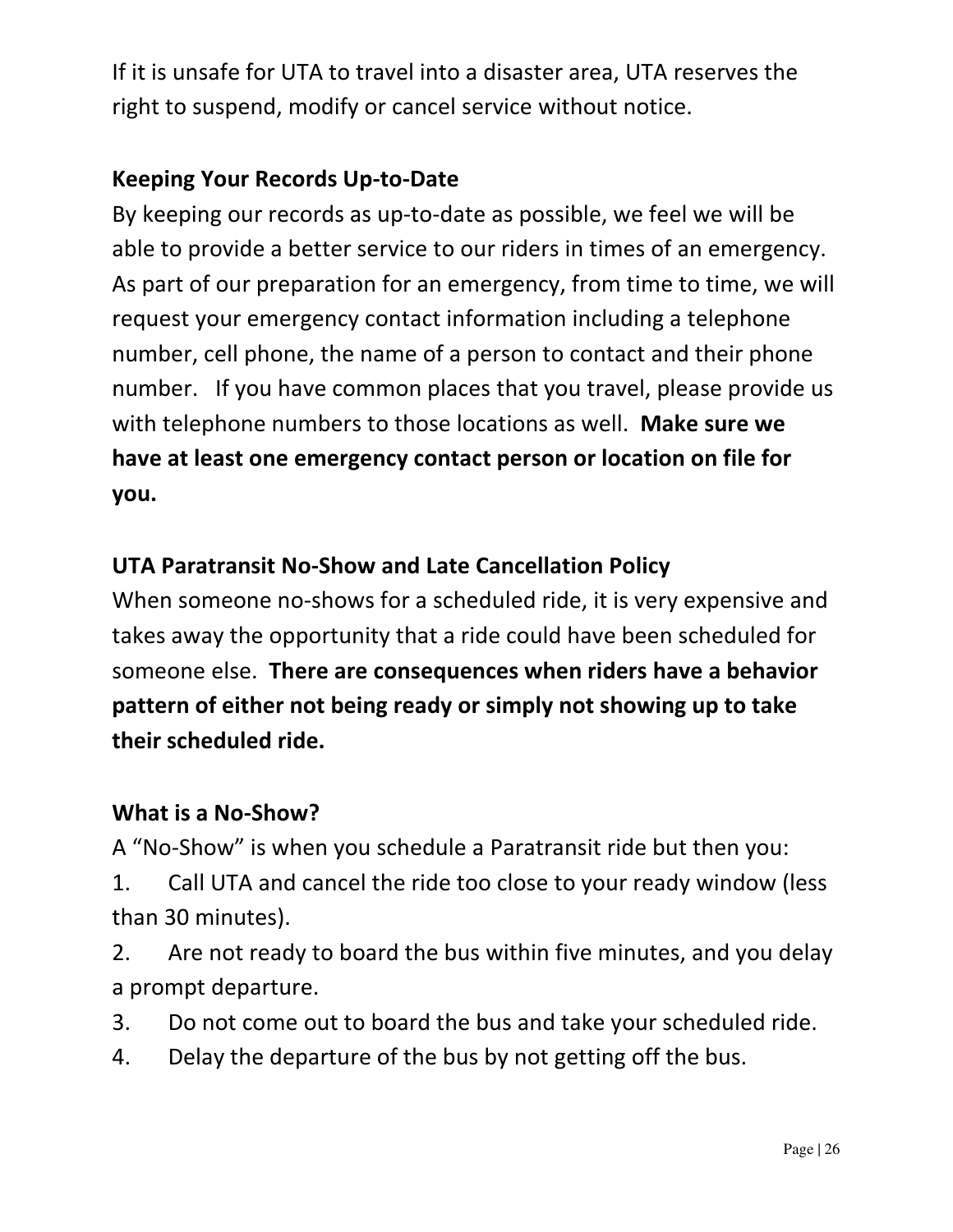If it is unsafe for UTA to travel into a disaster area, UTA reserves the right to suspend, modify or cancel service without notice.

**Keeping Your Records Up-to-Date**

By keeping our records as up-to-date as possible, we feel we will be able to provide a better service to our riders in times of an emergency. As part of our preparation for an emergency, from time to time, we will request your emergency contact information including a telephone number, cell phone, the name of a person to contact and their phone number. If you have common places that you travel, please provide us with telephone numbers to those locations as well. **Make sure we have at least one emergency contact person or location on file for you.**

**UTA Paratransit No-Show and Late Cancellation Policy**

When someone no-shows for a scheduled ride, it is very expensive and takes away the opportunity that a ride could have been scheduled for someone else. **There are consequences when riders have a behavior pattern of either not being ready or simply not showing up to take their scheduled ride.**

**What is a No-Show?**

A "No-Show" is when you schedule a Paratransit ride but then you:

1. Call UTA and cancel the ride too close to your ready window (less than 30 minutes).
2. Are not ready to board the bus within five minutes, and you delay a prompt departure.
3. Do not come out to board the bus and take your scheduled ride.
4. Delay the departure of the bus by not getting off the bus.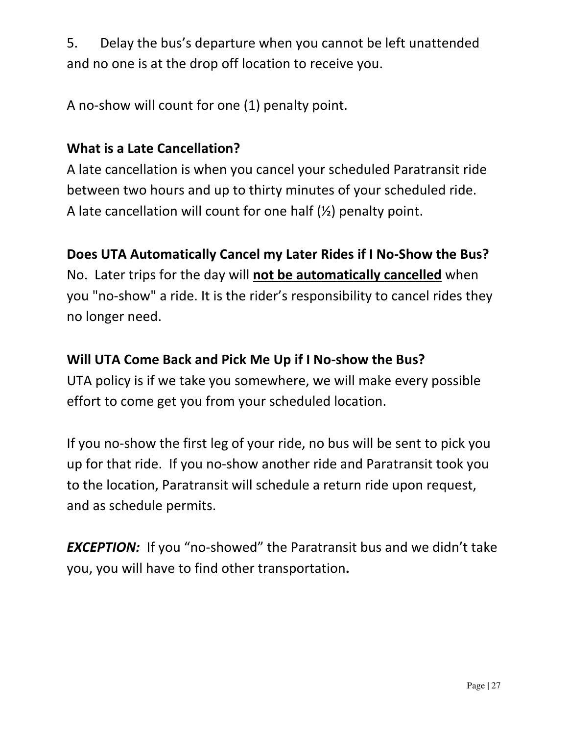5. Delay the bus's departure when you cannot be left unattended and no one is at the drop off location to receive you.

A no-show will count for one (1) penalty point.

**What is a Late Cancellation?**

A late cancellation is when you cancel your scheduled Paratransit ride between two hours and up to thirty minutes of your scheduled ride. A late cancellation will count for one half (½) penalty point.

**Does UTA Automatically Cancel my Later Rides if I No-Show the Bus?**

No. Later trips for the day will **<u>not be automatically cancelled</u>** when you "no-show" a ride. It is the rider's responsibility to cancel rides they no longer need.

**Will UTA Come Back and Pick Me Up if I No-show the Bus?**

UTA policy is if we take you somewhere, we will make every possible effort to come get you from your scheduled location.

If you no-show the first leg of your ride, no bus will be sent to pick you up for that ride. If you no-show another ride and Paratransit took you to the location, Paratransit will schedule a return ride upon request, and as schedule permits.

***EXCEPTION:*** If you "no-showed" the Paratransit bus and we didn't take you, you will have to find other transportation**.**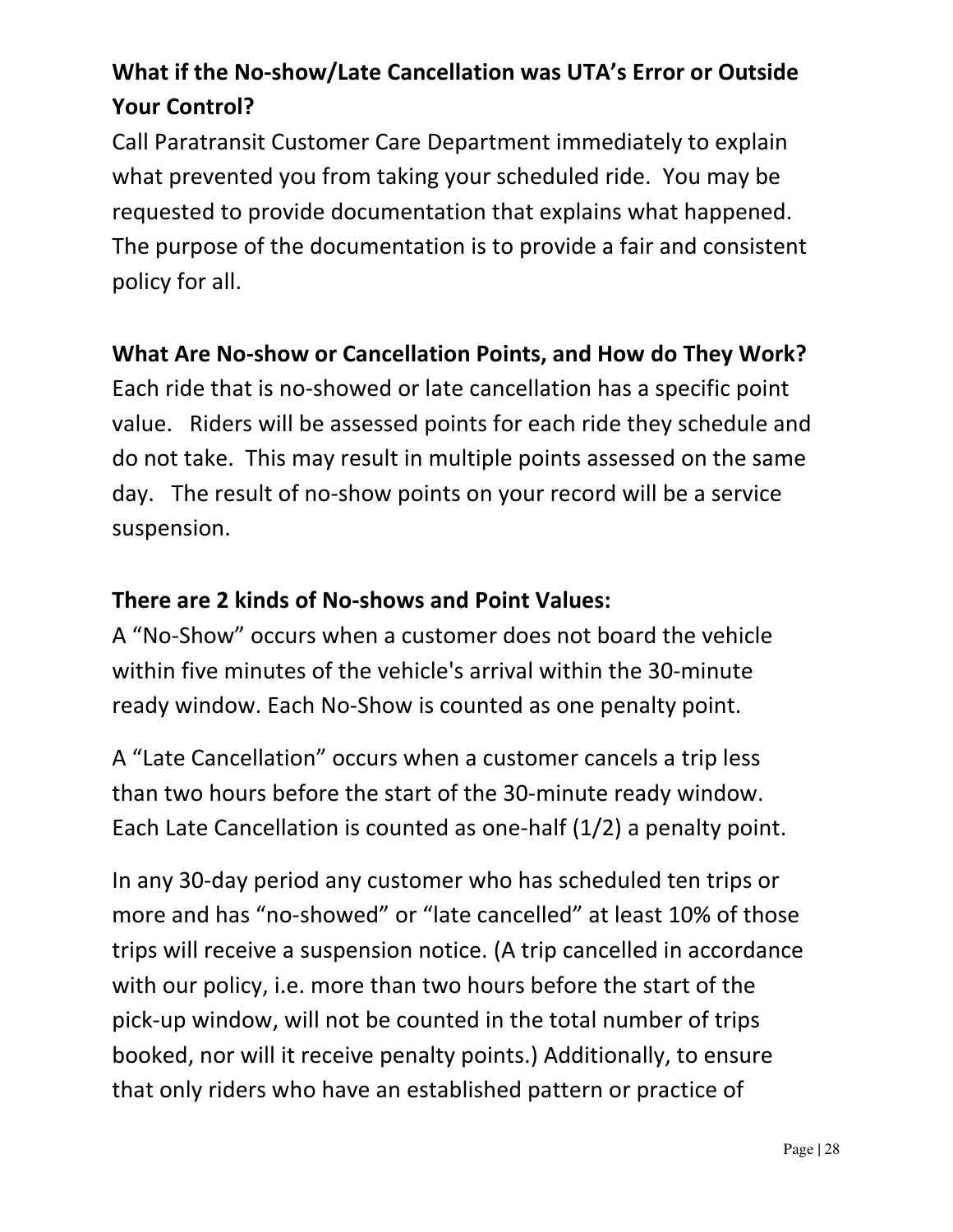**What if the No-show/Late Cancellation was UTA's Error or Outside Your Control?**

Call Paratransit Customer Care Department immediately to explain what prevented you from taking your scheduled ride. You may be requested to provide documentation that explains what happened. The purpose of the documentation is to provide a fair and consistent policy for all.

**What Are No-show or Cancellation Points, and How do They Work?**

Each ride that is no-showed or late cancellation has a specific point value. Riders will be assessed points for each ride they schedule and do not take. This may result in multiple points assessed on the same day. The result of no-show points on your record will be a service suspension.

**There are 2 kinds of No-shows and Point Values:**

A "No-Show" occurs when a customer does not board the vehicle within five minutes of the vehicle's arrival within the 30-minute ready window. Each No-Show is counted as one penalty point.

A "Late Cancellation" occurs when a customer cancels a trip less than two hours before the start of the 30-minute ready window. Each Late Cancellation is counted as one-half (1/2) a penalty point.

In any 30-day period any customer who has scheduled ten trips or more and has "no-showed" or "late cancelled" at least 10% of those trips will receive a suspension notice. (A trip cancelled in accordance with our policy, i.e. more than two hours before the start of the pick-up window, will not be counted in the total number of trips booked, nor will it receive penalty points.) Additionally, to ensure that only riders who have an established pattern or practice of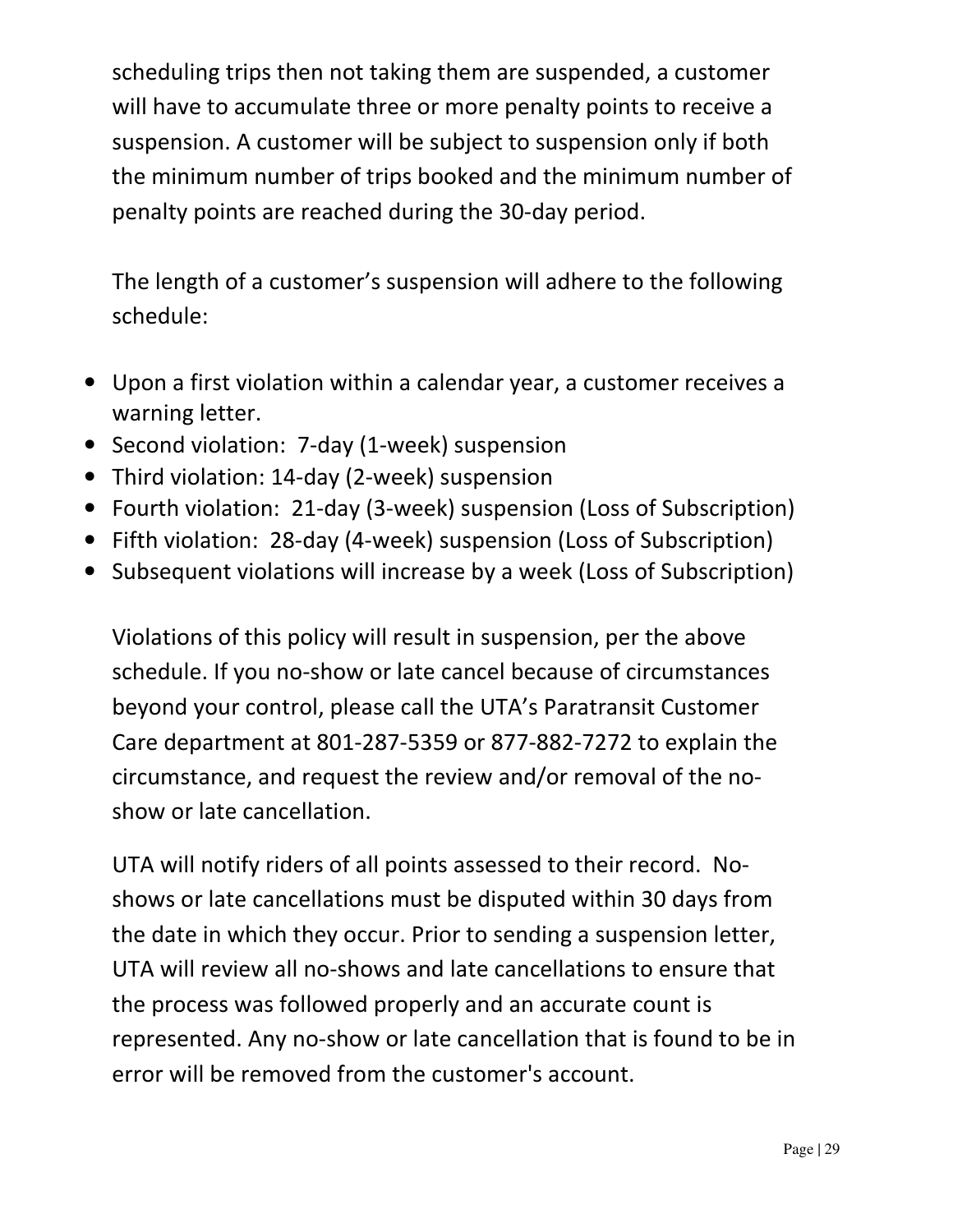scheduling trips then not taking them are suspended, a customer will have to accumulate three or more penalty points to receive a suspension. A customer will be subject to suspension only if both the minimum number of trips booked and the minimum number of penalty points are reached during the 30-day period.

The length of a customer's suspension will adhere to the following schedule:

- Upon a first violation within a calendar year, a customer receives a warning letter.
- Second violation: 7-day (1-week) suspension
- Third violation: 14-day (2-week) suspension
- Fourth violation: 21-day (3-week) suspension (Loss of Subscription)
- Fifth violation: 28-day (4-week) suspension (Loss of Subscription)
- Subsequent violations will increase by a week (Loss of Subscription)

Violations of this policy will result in suspension, per the above schedule. If you no-show or late cancel because of circumstances beyond your control, please call the UTA's Paratransit Customer Care department at 801-287-5359 or 877-882-7272 to explain the circumstance, and request the review and/or removal of the no-show or late cancellation.

UTA will notify riders of all points assessed to their record. No-shows or late cancellations must be disputed within 30 days from the date in which they occur. Prior to sending a suspension letter, UTA will review all no-shows and late cancellations to ensure that the process was followed properly and an accurate count is represented. Any no-show or late cancellation that is found to be in error will be removed from the customer's account.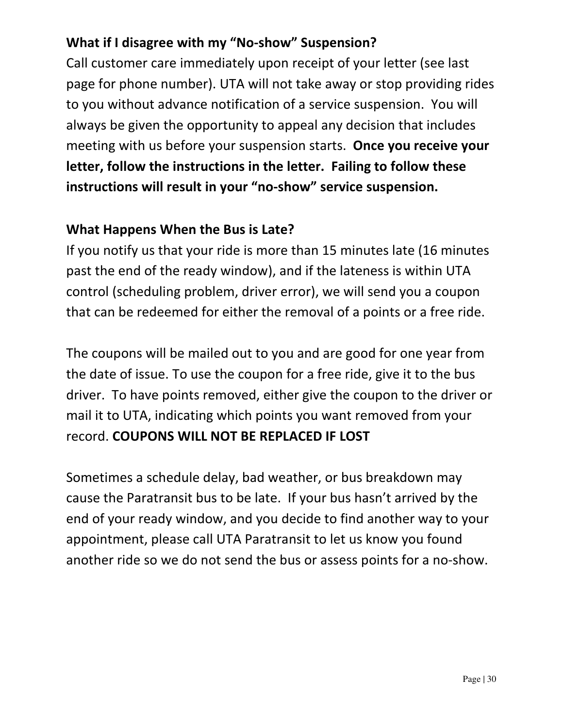**What if I disagree with my "No-show" Suspension?**

Call customer care immediately upon receipt of your letter (see last page for phone number). UTA will not take away or stop providing rides to you without advance notification of a service suspension. You will always be given the opportunity to appeal any decision that includes meeting with us before your suspension starts. **Once you receive your letter, follow the instructions in the letter. Failing to follow these instructions will result in your "no-show" service suspension.**

**What Happens When the Bus is Late?**

If you notify us that your ride is more than 15 minutes late (16 minutes past the end of the ready window), and if the lateness is within UTA control (scheduling problem, driver error), we will send you a coupon that can be redeemed for either the removal of a points or a free ride.

The coupons will be mailed out to you and are good for one year from the date of issue. To use the coupon for a free ride, give it to the bus driver. To have points removed, either give the coupon to the driver or mail it to UTA, indicating which points you want removed from your record. **COUPONS WILL NOT BE REPLACED IF LOST**

Sometimes a schedule delay, bad weather, or bus breakdown may cause the Paratransit bus to be late. If your bus hasn't arrived by the end of your ready window, and you decide to find another way to your appointment, please call UTA Paratransit to let us know you found another ride so we do not send the bus or assess points for a no-show.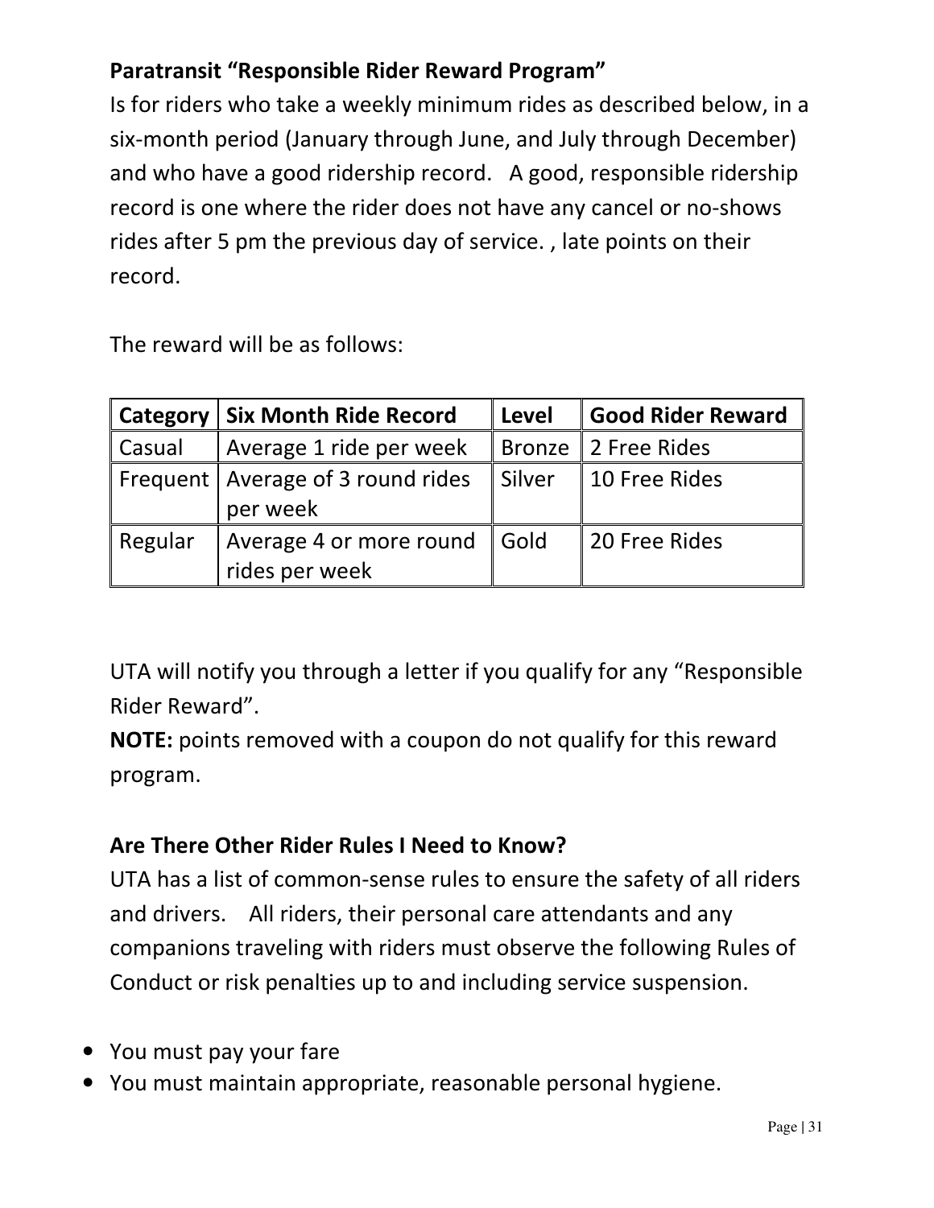### Paratransit "Responsible Rider Reward Program"

Is for riders who take a weekly minimum rides as described below, in a six-month period (January through June, and July through December) and who have a good ridership record. A good, responsible ridership record is one where the rider does not have any cancel or no-shows rides after 5 pm the previous day of service. , late points on their record.

The reward will be as follows:

| Category | Six Month Ride Record | Level | Good Rider Reward |
|---|---|---|---|
| Casual | Average 1 ride per week | Bronze | 2 Free Rides |
| Frequent | Average of 3 round rides per week | Silver | 10 Free Rides |
| Regular | Average 4 or more round rides per week | Gold | 20 Free Rides |

UTA will notify you through a letter if you qualify for any "Responsible Rider Reward".

**NOTE:** points removed with a coupon do not qualify for this reward program.

### Are There Other Rider Rules I Need to Know?

UTA has a list of common-sense rules to ensure the safety of all riders and drivers. All riders, their personal care attendants and any companions traveling with riders must observe the following Rules of Conduct or risk penalties up to and including service suspension.

- You must pay your fare
- You must maintain appropriate, reasonable personal hygiene.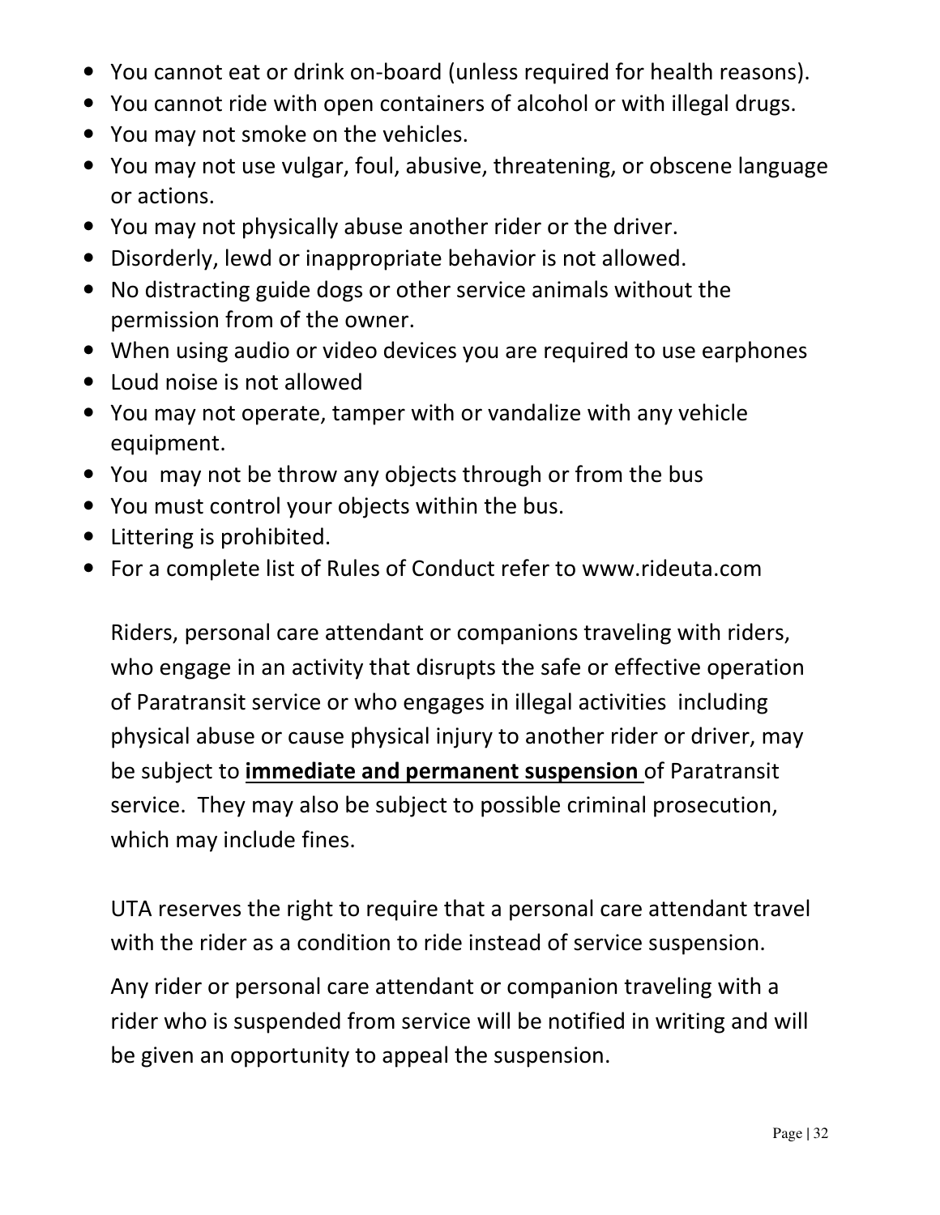- You cannot eat or drink on-board (unless required for health reasons).
- You cannot ride with open containers of alcohol or with illegal drugs.
- You may not smoke on the vehicles.
- You may not use vulgar, foul, abusive, threatening, or obscene language or actions.
- You may not physically abuse another rider or the driver.
- Disorderly, lewd or inappropriate behavior is not allowed.
- No distracting guide dogs or other service animals without the permission from of the owner.
- When using audio or video devices you are required to use earphones
- Loud noise is not allowed
- You may not operate, tamper with or vandalize with any vehicle equipment.
- You may not be throw any objects through or from the bus
- You must control your objects within the bus.
- Littering is prohibited.
- For a complete list of Rules of Conduct refer to www.rideuta.com

Riders, personal care attendant or companions traveling with riders, who engage in an activity that disrupts the safe or effective operation of Paratransit service or who engages in illegal activities including physical abuse or cause physical injury to another rider or driver, may be subject to **<u>immediate and permanent suspension</u>** of Paratransit service. They may also be subject to possible criminal prosecution, which may include fines.

UTA reserves the right to require that a personal care attendant travel with the rider as a condition to ride instead of service suspension.

Any rider or personal care attendant or companion traveling with a rider who is suspended from service will be notified in writing and will be given an opportunity to appeal the suspension.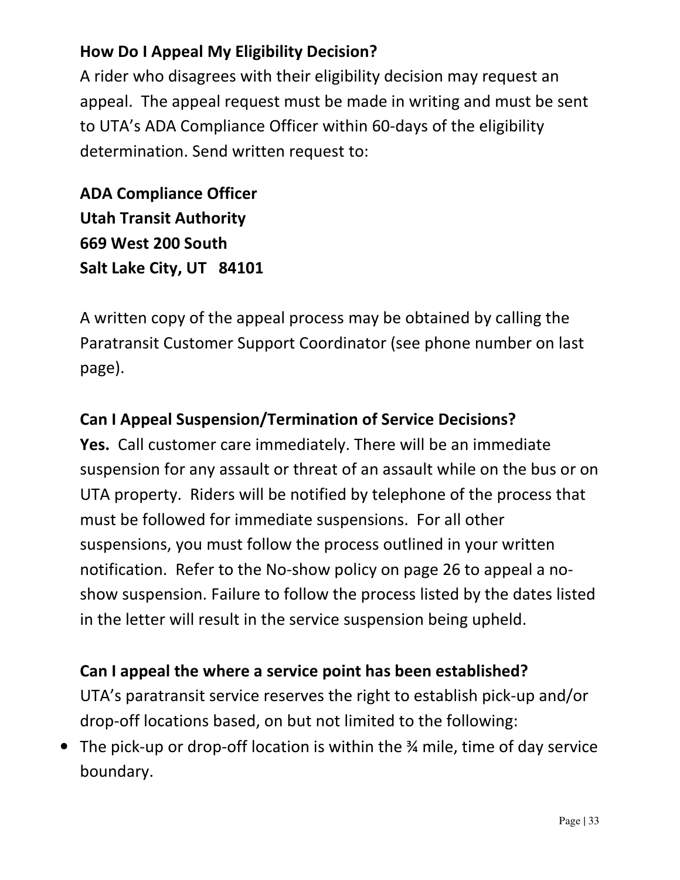**How Do I Appeal My Eligibility Decision?**

A rider who disagrees with their eligibility decision may request an appeal. The appeal request must be made in writing and must be sent to UTA's ADA Compliance Officer within 60-days of the eligibility determination. Send written request to:

**ADA Compliance Officer**
**Utah Transit Authority**
**669 West 200 South**
**Salt Lake City, UT 84101**

A written copy of the appeal process may be obtained by calling the Paratransit Customer Support Coordinator (see phone number on last page).

**Can I Appeal Suspension/Termination of Service Decisions?**

**Yes.** Call customer care immediately. There will be an immediate suspension for any assault or threat of an assault while on the bus or on UTA property. Riders will be notified by telephone of the process that must be followed for immediate suspensions. For all other suspensions, you must follow the process outlined in your written notification. Refer to the No-show policy on page 26 to appeal a no-show suspension. Failure to follow the process listed by the dates listed in the letter will result in the service suspension being upheld.

**Can I appeal the where a service point has been established?**

UTA's paratransit service reserves the right to establish pick-up and/or drop-off locations based, on but not limited to the following:

- The pick-up or drop-off location is within the ¾ mile, time of day service boundary.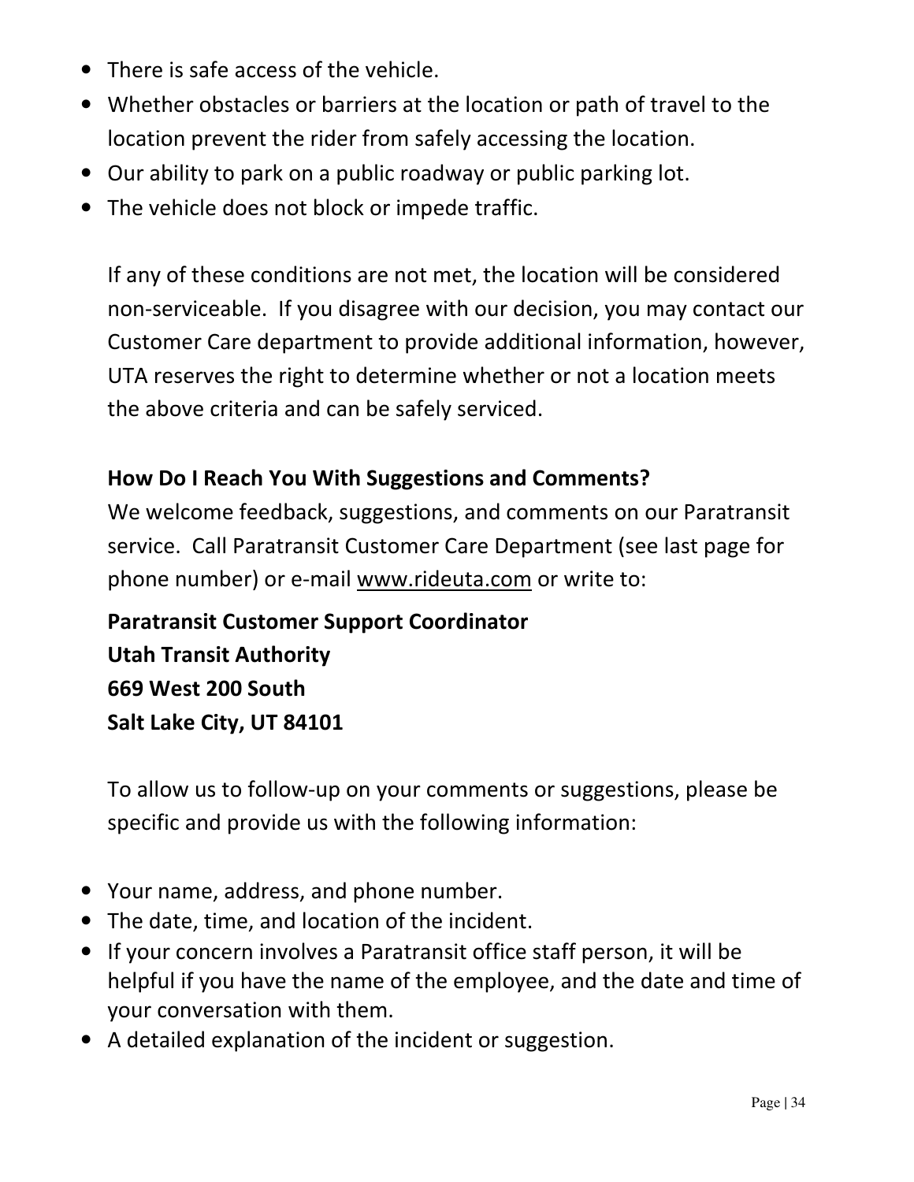- There is safe access of the vehicle.
- Whether obstacles or barriers at the location or path of travel to the location prevent the rider from safely accessing the location.
- Our ability to park on a public roadway or public parking lot.
- The vehicle does not block or impede traffic.

If any of these conditions are not met, the location will be considered non-serviceable. If you disagree with our decision, you may contact our Customer Care department to provide additional information, however, UTA reserves the right to determine whether or not a location meets the above criteria and can be safely serviced.

**How Do I Reach You With Suggestions and Comments?**

We welcome feedback, suggestions, and comments on our Paratransit service. Call Paratransit Customer Care Department (see last page for phone number) or e-mail www.rideuta.com or write to:

**Paratransit Customer Support Coordinator**
**Utah Transit Authority**
**669 West 200 South**
**Salt Lake City, UT 84101**

To allow us to follow-up on your comments or suggestions, please be specific and provide us with the following information:

- Your name, address, and phone number.
- The date, time, and location of the incident.
- If your concern involves a Paratransit office staff person, it will be helpful if you have the name of the employee, and the date and time of your conversation with them.
- A detailed explanation of the incident or suggestion.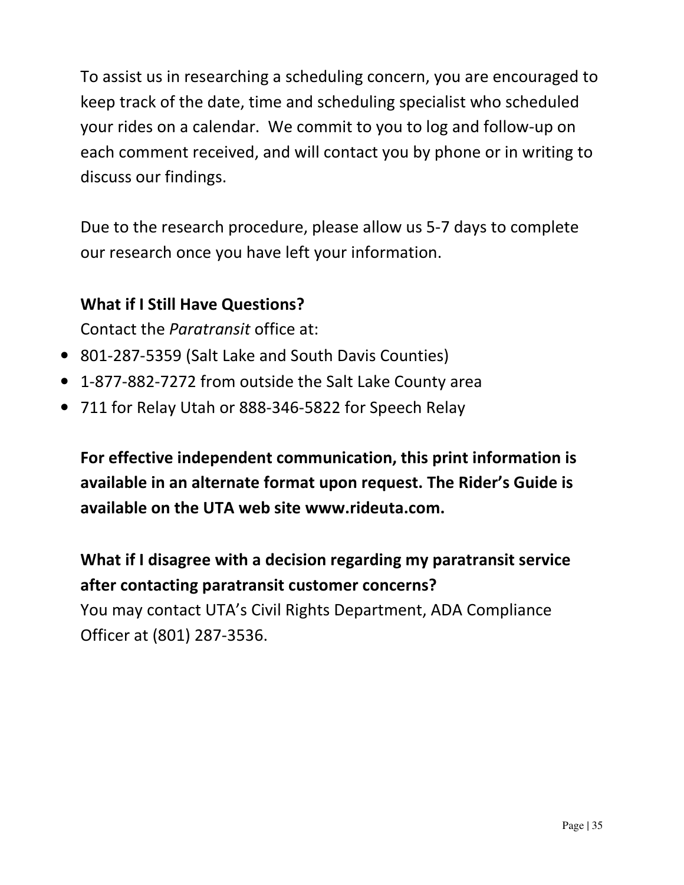To assist us in researching a scheduling concern, you are encouraged to keep track of the date, time and scheduling specialist who scheduled your rides on a calendar. We commit to you to log and follow-up on each comment received, and will contact you by phone or in writing to discuss our findings.

Due to the research procedure, please allow us 5-7 days to complete our research once you have left your information.

**What if I Still Have Questions?**

Contact the *Paratransit* office at:

- 801-287-5359 (Salt Lake and South Davis Counties)
- 1-877-882-7272 from outside the Salt Lake County area
- 711 for Relay Utah or 888-346-5822 for Speech Relay

**For effective independent communication, this print information is available in an alternate format upon request. The Rider's Guide is available on the UTA web site www.rideuta.com.**

**What if I disagree with a decision regarding my paratransit service after contacting paratransit customer concerns?**

You may contact UTA's Civil Rights Department, ADA Compliance Officer at (801) 287-3536.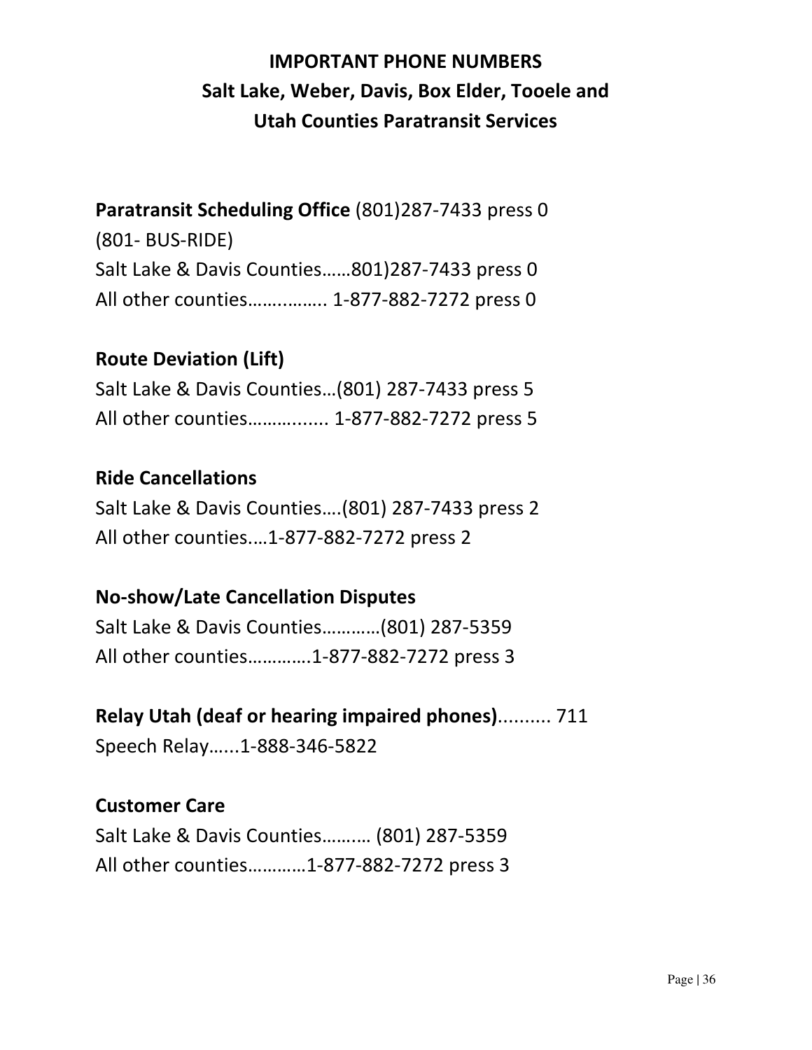# IMPORTANT PHONE NUMBERS
## Salt Lake, Weber, Davis, Box Elder, Tooele and Utah Counties Paratransit Services

**Paratransit Scheduling Office** (801)287-7433 press 0
(801- BUS-RIDE)
Salt Lake & Davis Counties……801)287-7433 press 0
All other counties……..…….. 1-877-882-7272 press 0

**Route Deviation (Lift)**
Salt Lake & Davis Counties…(801) 287-7433 press 5
All other counties………...... 1-877-882-7272 press 5

**Ride Cancellations**
Salt Lake & Davis Counties….(801) 287-7433 press 2
All other counties.…1-877-882-7272 press 2

**No-show/Late Cancellation Disputes**
Salt Lake & Davis Counties…………(801) 287-5359
All other counties………….1-877-882-7272 press 3

**Relay Utah (deaf or hearing impaired phones)**.......... 711
Speech Relay…...1-888-346-5822

**Customer Care**
Salt Lake & Davis Counties……..… (801) 287-5359
All other counties…………1-877-882-7272 press 3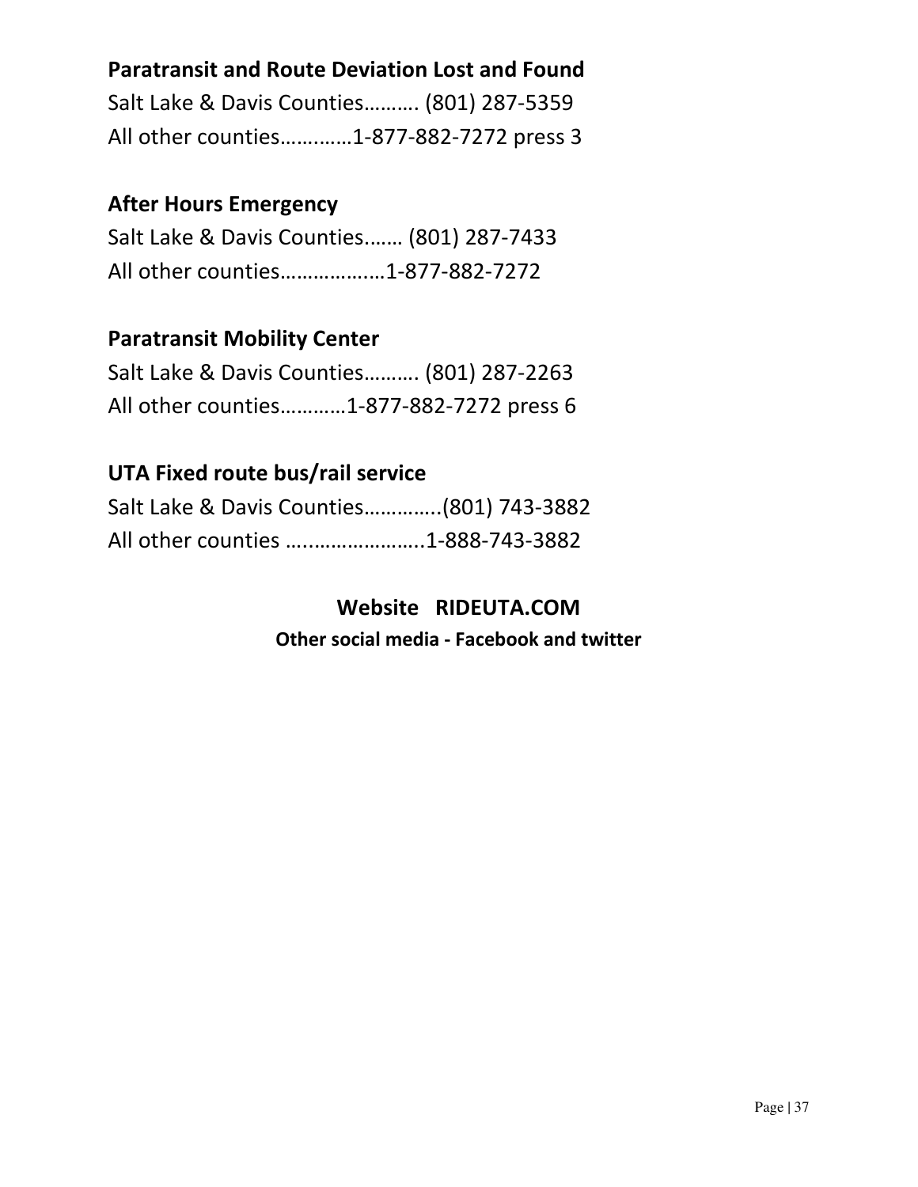**Paratransit and Route Deviation Lost and Found**

Salt Lake & Davis Counties………. (801) 287-5359

All other counties……….…1-877-882-7272 press 3

**After Hours Emergency**

Salt Lake & Davis Counties.…… (801) 287-7433

All other counties…………….…1-877-882-7272

**Paratransit Mobility Center**

Salt Lake & Davis Counties………. (801) 287-2263

All other counties…………1-877-882-7272 press 6

**UTA Fixed route bus/rail service**

Salt Lake & Davis Counties…………..(801) 743-3882

All other counties ….…………………..1-888-743-3882

**Website RIDEUTA.COM**

**Other social media - Facebook and twitter**